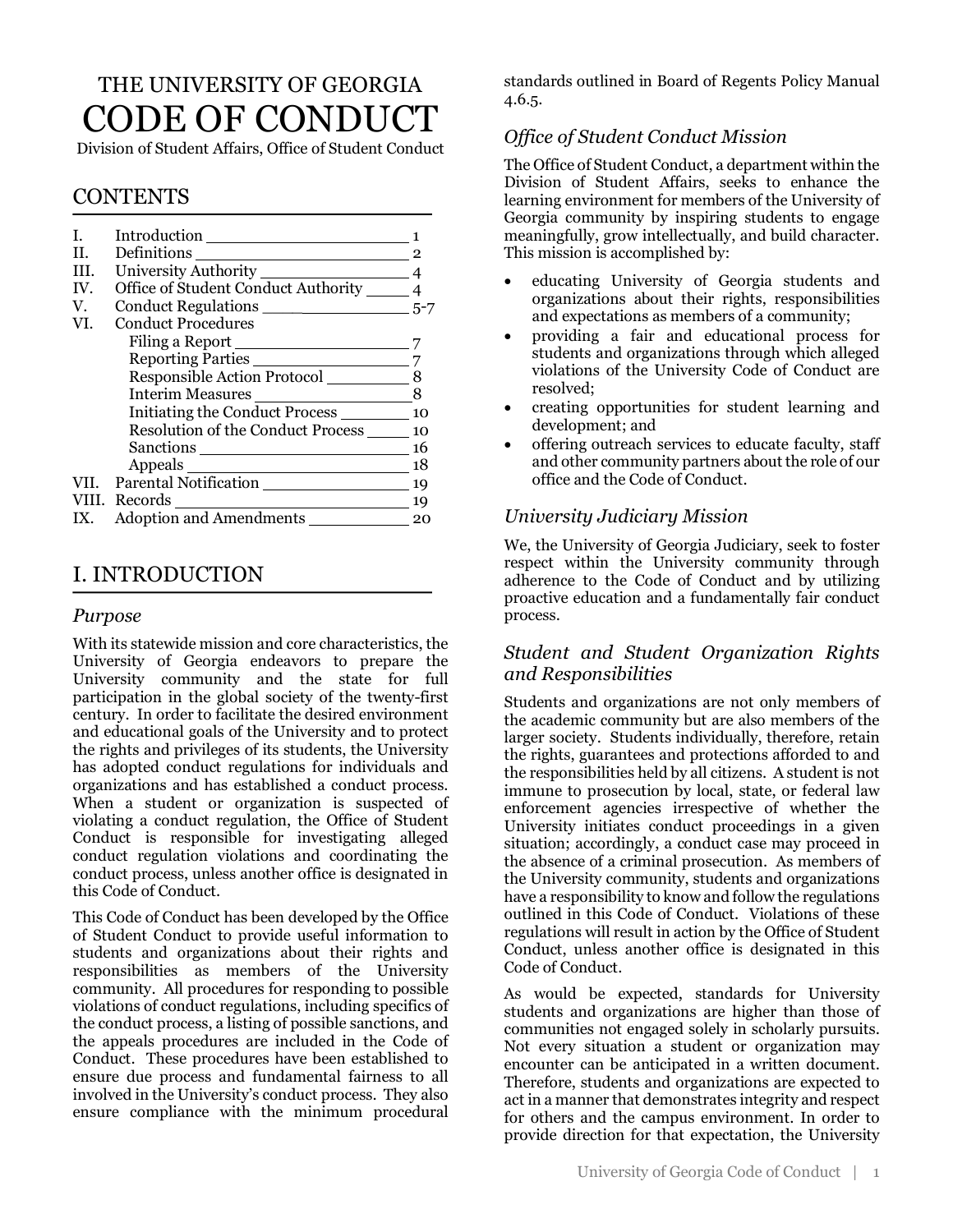# THE UNIVERSITY OF GEORGIA CODE OF CONDUCT

Division of Student Affairs, Office of Student Conduct

## CONTENTS

| | | |
|---|---|---|
| I. | Introduction | 1 |
| II. | Definitions | 2 |
| III. | University Authority | 4 |
| IV. | Office of Student Conduct Authority | 4 |
| V. | Conduct Regulations | 5-7 |
| VI. | Conduct Procedures | |
| | Filing a Report | 7 |
| | Reporting Parties | 7 |
| | Responsible Action Protocol | 8 |
| | Interim Measures | 8 |
| | Initiating the Conduct Process | 10 |
| | Resolution of the Conduct Process | 10 |
| | Sanctions | 16 |
| | Appeals | 18 |
| VII. | Parental Notification | 19 |
| VIII. | Records | 19 |
| IX. | Adoption and Amendments | 20 |

## I. INTRODUCTION

### *Purpose*

With its statewide mission and core characteristics, the University of Georgia endeavors to prepare the University community and the state for full participation in the global society of the twenty-first century. In order to facilitate the desired environment and educational goals of the University and to protect the rights and privileges of its students, the University has adopted conduct regulations for individuals and organizations and has established a conduct process. When a student or organization is suspected of violating a conduct regulation, the Office of Student Conduct is responsible for investigating alleged conduct regulation violations and coordinating the conduct process, unless another office is designated in this Code of Conduct.

This Code of Conduct has been developed by the Office of Student Conduct to provide useful information to students and organizations about their rights and responsibilities as members of the University community. All procedures for responding to possible violations of conduct regulations, including specifics of the conduct process, a listing of possible sanctions, and the appeals procedures are included in the Code of Conduct. These procedures have been established to ensure due process and fundamental fairness to all involved in the University's conduct process. They also ensure compliance with the minimum procedural standards outlined in Board of Regents Policy Manual 4.6.5.

### *Office of Student Conduct Mission*

The Office of Student Conduct, a department within the Division of Student Affairs, seeks to enhance the learning environment for members of the University of Georgia community by inspiring students to engage meaningfully, grow intellectually, and build character. This mission is accomplished by:

- educating University of Georgia students and organizations about their rights, responsibilities and expectations as members of a community;
- providing a fair and educational process for students and organizations through which alleged violations of the University Code of Conduct are resolved;
- creating opportunities for student learning and development; and
- offering outreach services to educate faculty, staff and other community partners about the role of our office and the Code of Conduct.

### *University Judiciary Mission*

We, the University of Georgia Judiciary, seek to foster respect within the University community through adherence to the Code of Conduct and by utilizing proactive education and a fundamentally fair conduct process.

### *Student and Student Organization Rights and Responsibilities*

Students and organizations are not only members of the academic community but are also members of the larger society. Students individually, therefore, retain the rights, guarantees and protections afforded to and the responsibilities held by all citizens. A student is not immune to prosecution by local, state, or federal law enforcement agencies irrespective of whether the University initiates conduct proceedings in a given situation; accordingly, a conduct case may proceed in the absence of a criminal prosecution. As members of the University community, students and organizations have a responsibility to know and follow the regulations outlined in this Code of Conduct. Violations of these regulations will result in action by the Office of Student Conduct, unless another office is designated in this Code of Conduct.

As would be expected, standards for University students and organizations are higher than those of communities not engaged solely in scholarly pursuits. Not every situation a student or organization may encounter can be anticipated in a written document. Therefore, students and organizations are expected to act in a manner that demonstrates integrity and respect for others and the campus environment. In order to provide direction for that expectation, the University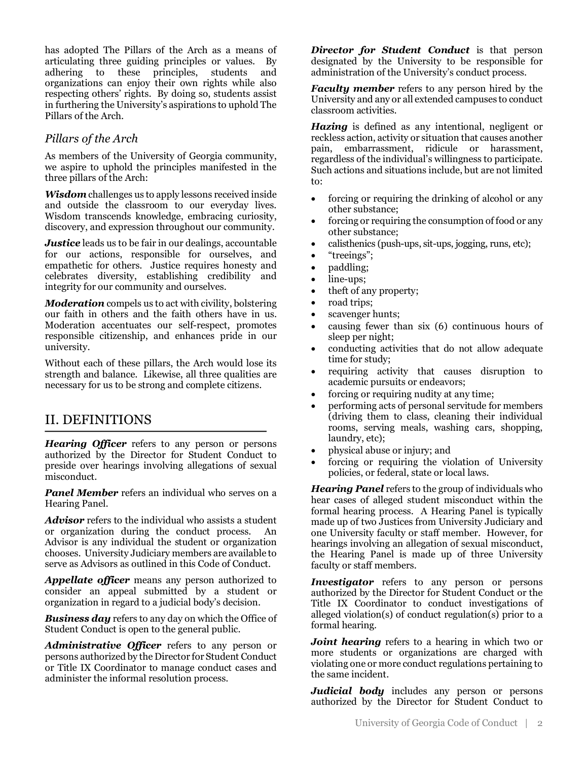has adopted The Pillars of the Arch as a means of articulating three guiding principles or values. By adhering to these principles, students and organizations can enjoy their own rights while also respecting others' rights. By doing so, students assist in furthering the University's aspirations to uphold The Pillars of the Arch.

### *Pillars of the Arch*

As members of the University of Georgia community, we aspire to uphold the principles manifested in the three pillars of the Arch:

***Wisdom*** challenges us to apply lessons received inside and outside the classroom to our everyday lives. Wisdom transcends knowledge, embracing curiosity, discovery, and expression throughout our community.

***Justice*** leads us to be fair in our dealings, accountable for our actions, responsible for ourselves, and empathetic for others. Justice requires honesty and celebrates diversity, establishing credibility and integrity for our community and ourselves.

***Moderation*** compels us to act with civility, bolstering our faith in others and the faith others have in us. Moderation accentuates our self-respect, promotes responsible citizenship, and enhances pride in our university.

Without each of these pillars, the Arch would lose its strength and balance. Likewise, all three qualities are necessary for us to be strong and complete citizens.

## II. DEFINITIONS

***Hearing Officer*** refers to any person or persons authorized by the Director for Student Conduct to preside over hearings involving allegations of sexual misconduct.

***Panel Member*** refers an individual who serves on a Hearing Panel.

***Advisor*** refers to the individual who assists a student or organization during the conduct process. An Advisor is any individual the student or organization chooses. University Judiciary members are available to serve as Advisors as outlined in this Code of Conduct.

***Appellate officer*** means any person authorized to consider an appeal submitted by a student or organization in regard to a judicial body's decision.

***Business day*** refers to any day on which the Office of Student Conduct is open to the general public.

***Administrative Officer*** refers to any person or persons authorized by the Director for Student Conduct or Title IX Coordinator to manage conduct cases and administer the informal resolution process.

***Director for Student Conduct*** is that person designated by the University to be responsible for administration of the University's conduct process.

***Faculty member*** refers to any person hired by the University and any or all extended campuses to conduct classroom activities.

***Hazing*** is defined as any intentional, negligent or reckless action, activity or situation that causes another pain, embarrassment, ridicule or harassment, regardless of the individual's willingness to participate. Such actions and situations include, but are not limited to:

- forcing or requiring the drinking of alcohol or any other substance;
- forcing or requiring the consumption of food or any other substance;
- calisthenics (push-ups, sit-ups, jogging, runs, etc);
- "treeings";
- paddling;
- line-ups;
- theft of any property;
- road trips;
- scavenger hunts;
- causing fewer than six (6) continuous hours of sleep per night;
- conducting activities that do not allow adequate time for study;
- requiring activity that causes disruption to academic pursuits or endeavors;
- forcing or requiring nudity at any time;
- performing acts of personal servitude for members (driving them to class, cleaning their individual rooms, serving meals, washing cars, shopping, laundry, etc);
- physical abuse or injury; and
- forcing or requiring the violation of University policies, or federal, state or local laws.

***Hearing Panel*** refers to the group of individuals who hear cases of alleged student misconduct within the formal hearing process. A Hearing Panel is typically made up of two Justices from University Judiciary and one University faculty or staff member. However, for hearings involving an allegation of sexual misconduct, the Hearing Panel is made up of three University faculty or staff members.

***Investigator*** refers to any person or persons authorized by the Director for Student Conduct or the Title IX Coordinator to conduct investigations of alleged violation(s) of conduct regulation(s) prior to a formal hearing.

***Joint hearing*** refers to a hearing in which two or more students or organizations are charged with violating one or more conduct regulations pertaining to the same incident.

***Judicial body*** includes any person or persons authorized by the Director for Student Conduct to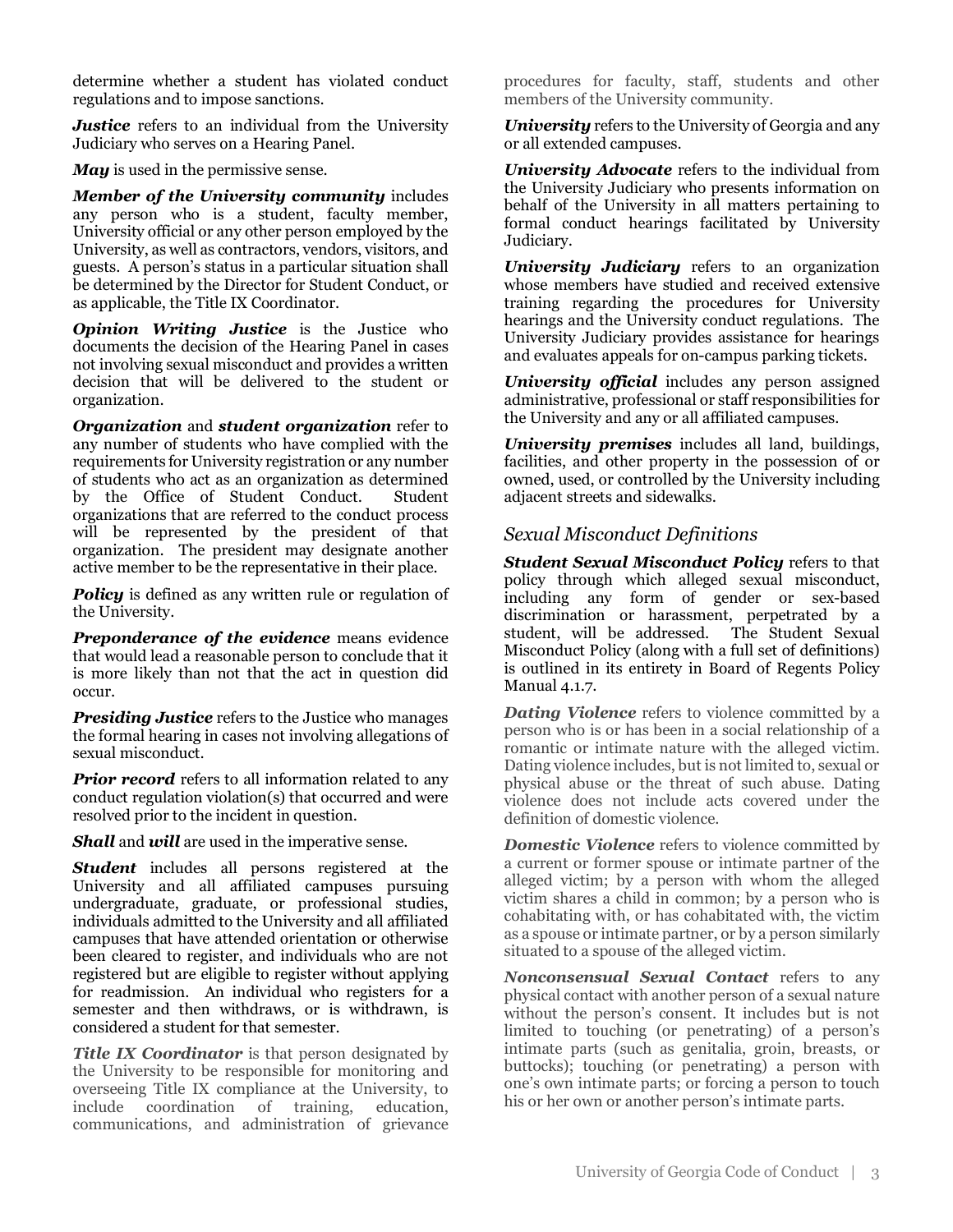determine whether a student has violated conduct regulations and to impose sanctions.

***Justice*** refers to an individual from the University Judiciary who serves on a Hearing Panel.

***May*** is used in the permissive sense.

***Member of the University community*** includes any person who is a student, faculty member, University official or any other person employed by the University, as well as contractors, vendors, visitors, and guests. A person's status in a particular situation shall be determined by the Director for Student Conduct, or as applicable, the Title IX Coordinator.

***Opinion Writing Justice*** is the Justice who documents the decision of the Hearing Panel in cases not involving sexual misconduct and provides a written decision that will be delivered to the student or organization.

***Organization*** and ***student organization*** refer to any number of students who have complied with the requirements for University registration or any number of students who act as an organization as determined by the Office of Student Conduct. Student organizations that are referred to the conduct process will be represented by the president of that organization. The president may designate another active member to be the representative in their place.

***Policy*** is defined as any written rule or regulation of the University.

***Preponderance of the evidence*** means evidence that would lead a reasonable person to conclude that it is more likely than not that the act in question did occur.

***Presiding Justice*** refers to the Justice who manages the formal hearing in cases not involving allegations of sexual misconduct.

***Prior record*** refers to all information related to any conduct regulation violation(s) that occurred and were resolved prior to the incident in question.

***Shall*** and ***will*** are used in the imperative sense.

***Student*** includes all persons registered at the University and all affiliated campuses pursuing undergraduate, graduate, or professional studies, individuals admitted to the University and all affiliated campuses that have attended orientation or otherwise been cleared to register, and individuals who are not registered but are eligible to register without applying for readmission. An individual who registers for a semester and then withdraws, or is withdrawn, is considered a student for that semester.

***Title IX Coordinator*** is that person designated by the University to be responsible for monitoring and overseeing Title IX compliance at the University, to include coordination of training, education, communications, and administration of grievance procedures for faculty, staff, students and other members of the University community.

***University*** refers to the University of Georgia and any or all extended campuses.

***University Advocate*** refers to the individual from the University Judiciary who presents information on behalf of the University in all matters pertaining to formal conduct hearings facilitated by University Judiciary.

***University Judiciary*** refers to an organization whose members have studied and received extensive training regarding the procedures for University hearings and the University conduct regulations. The University Judiciary provides assistance for hearings and evaluates appeals for on-campus parking tickets.

***University official*** includes any person assigned administrative, professional or staff responsibilities for the University and any or all affiliated campuses.

***University premises*** includes all land, buildings, facilities, and other property in the possession of or owned, used, or controlled by the University including adjacent streets and sidewalks.

## *Sexual Misconduct Definitions*

***Student Sexual Misconduct Policy*** refers to that policy through which alleged sexual misconduct, including any form of gender or sex-based discrimination or harassment, perpetrated by a student, will be addressed. The Student Sexual Misconduct Policy (along with a full set of definitions) is outlined in its entirety in Board of Regents Policy Manual 4.1.7.

***Dating Violence*** refers to violence committed by a person who is or has been in a social relationship of a romantic or intimate nature with the alleged victim. Dating violence includes, but is not limited to, sexual or physical abuse or the threat of such abuse. Dating violence does not include acts covered under the definition of domestic violence.

***Domestic Violence*** refers to violence committed by a current or former spouse or intimate partner of the alleged victim; by a person with whom the alleged victim shares a child in common; by a person who is cohabitating with, or has cohabitated with, the victim as a spouse or intimate partner, or by a person similarly situated to a spouse of the alleged victim.

***Nonconsensual Sexual Contact*** refers to any physical contact with another person of a sexual nature without the person's consent. It includes but is not limited to touching (or penetrating) of a person's intimate parts (such as genitalia, groin, breasts, or buttocks); touching (or penetrating) a person with one's own intimate parts; or forcing a person to touch his or her own or another person's intimate parts.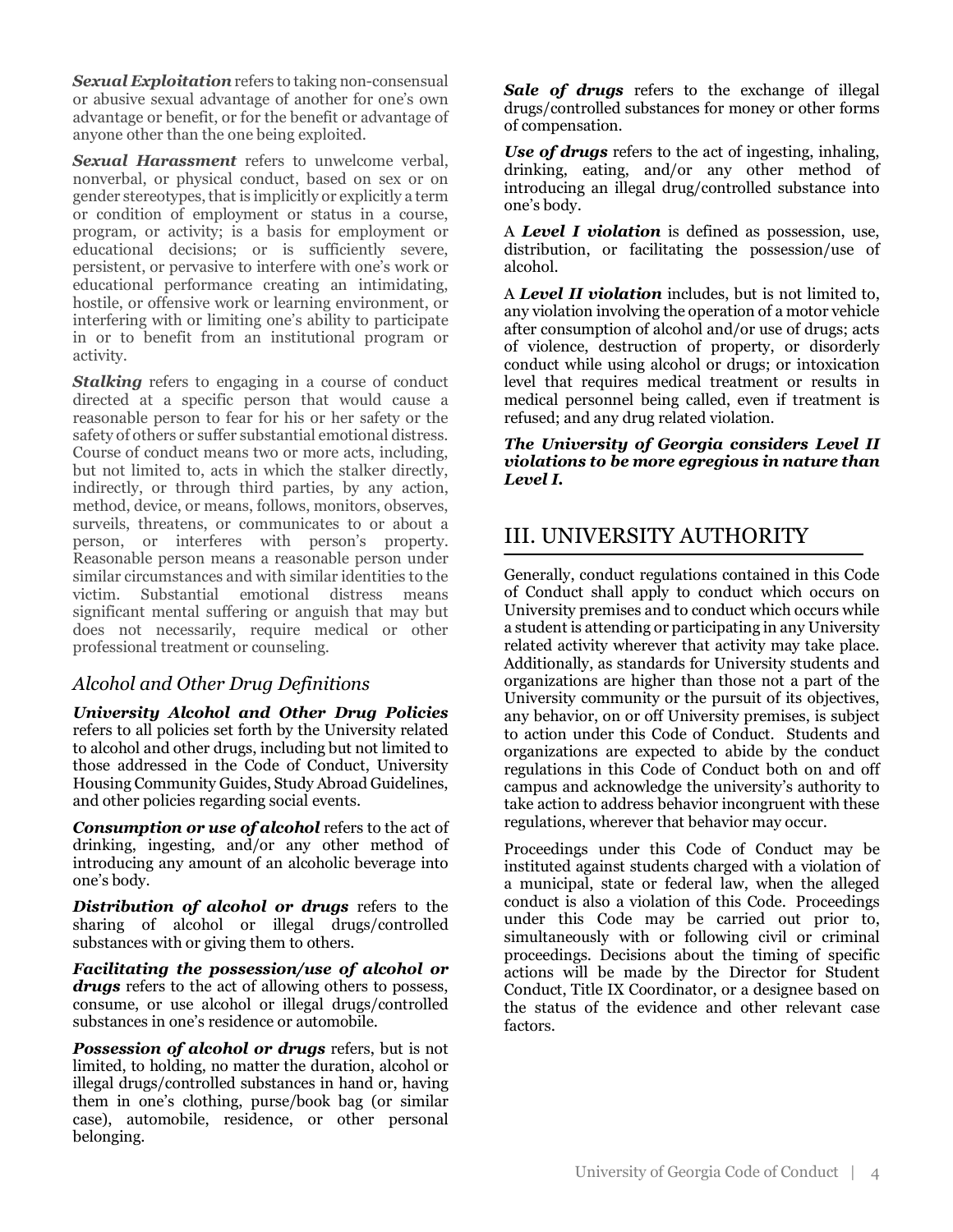***Sexual Exploitation*** refers to taking non-consensual or abusive sexual advantage of another for one's own advantage or benefit, or for the benefit or advantage of anyone other than the one being exploited.

***Sexual Harassment*** refers to unwelcome verbal, nonverbal, or physical conduct, based on sex or on gender stereotypes, that is implicitly or explicitly a term or condition of employment or status in a course, program, or activity; is a basis for employment or educational decisions; or is sufficiently severe, persistent, or pervasive to interfere with one's work or educational performance creating an intimidating, hostile, or offensive work or learning environment, or interfering with or limiting one's ability to participate in or to benefit from an institutional program or activity.

***Stalking*** refers to engaging in a course of conduct directed at a specific person that would cause a reasonable person to fear for his or her safety or the safety of others or suffer substantial emotional distress. Course of conduct means two or more acts, including, but not limited to, acts in which the stalker directly, indirectly, or through third parties, by any action, method, device, or means, follows, monitors, observes, surveils, threatens, or communicates to or about a person, or interferes with person's property. Reasonable person means a reasonable person under similar circumstances and with similar identities to the victim. Substantial emotional distress means significant mental suffering or anguish that may but does not necessarily, require medical or other professional treatment or counseling.

### *Alcohol and Other Drug Definitions*

***University Alcohol and Other Drug Policies*** refers to all policies set forth by the University related to alcohol and other drugs, including but not limited to those addressed in the Code of Conduct, University Housing Community Guides, Study Abroad Guidelines, and other policies regarding social events.

***Consumption or use of alcohol*** refers to the act of drinking, ingesting, and/or any other method of introducing any amount of an alcoholic beverage into one's body.

***Distribution of alcohol or drugs*** refers to the sharing of alcohol or illegal drugs/controlled substances with or giving them to others.

***Facilitating the possession/use of alcohol or drugs*** refers to the act of allowing others to possess, consume, or use alcohol or illegal drugs/controlled substances in one's residence or automobile.

***Possession of alcohol or drugs*** refers, but is not limited, to holding, no matter the duration, alcohol or illegal drugs/controlled substances in hand or, having them in one's clothing, purse/book bag (or similar case), automobile, residence, or other personal belonging.

***Sale of drugs*** refers to the exchange of illegal drugs/controlled substances for money or other forms of compensation.

***Use of drugs*** refers to the act of ingesting, inhaling, drinking, eating, and/or any other method of introducing an illegal drug/controlled substance into one's body.

A ***Level I violation*** is defined as possession, use, distribution, or facilitating the possession/use of alcohol.

A ***Level II violation*** includes, but is not limited to, any violation involving the operation of a motor vehicle after consumption of alcohol and/or use of drugs; acts of violence, destruction of property, or disorderly conduct while using alcohol or drugs; or intoxication level that requires medical treatment or results in medical personnel being called, even if treatment is refused; and any drug related violation.

***The University of Georgia considers Level II violations to be more egregious in nature than Level I.***

## III. UNIVERSITY AUTHORITY

Generally, conduct regulations contained in this Code of Conduct shall apply to conduct which occurs on University premises and to conduct which occurs while a student is attending or participating in any University related activity wherever that activity may take place. Additionally, as standards for University students and organizations are higher than those not a part of the University community or the pursuit of its objectives, any behavior, on or off University premises, is subject to action under this Code of Conduct. Students and organizations are expected to abide by the conduct regulations in this Code of Conduct both on and off campus and acknowledge the university's authority to take action to address behavior incongruent with these regulations, wherever that behavior may occur.

Proceedings under this Code of Conduct may be instituted against students charged with a violation of a municipal, state or federal law, when the alleged conduct is also a violation of this Code. Proceedings under this Code may be carried out prior to, simultaneously with or following civil or criminal proceedings. Decisions about the timing of specific actions will be made by the Director for Student Conduct, Title IX Coordinator, or a designee based on the status of the evidence and other relevant case factors.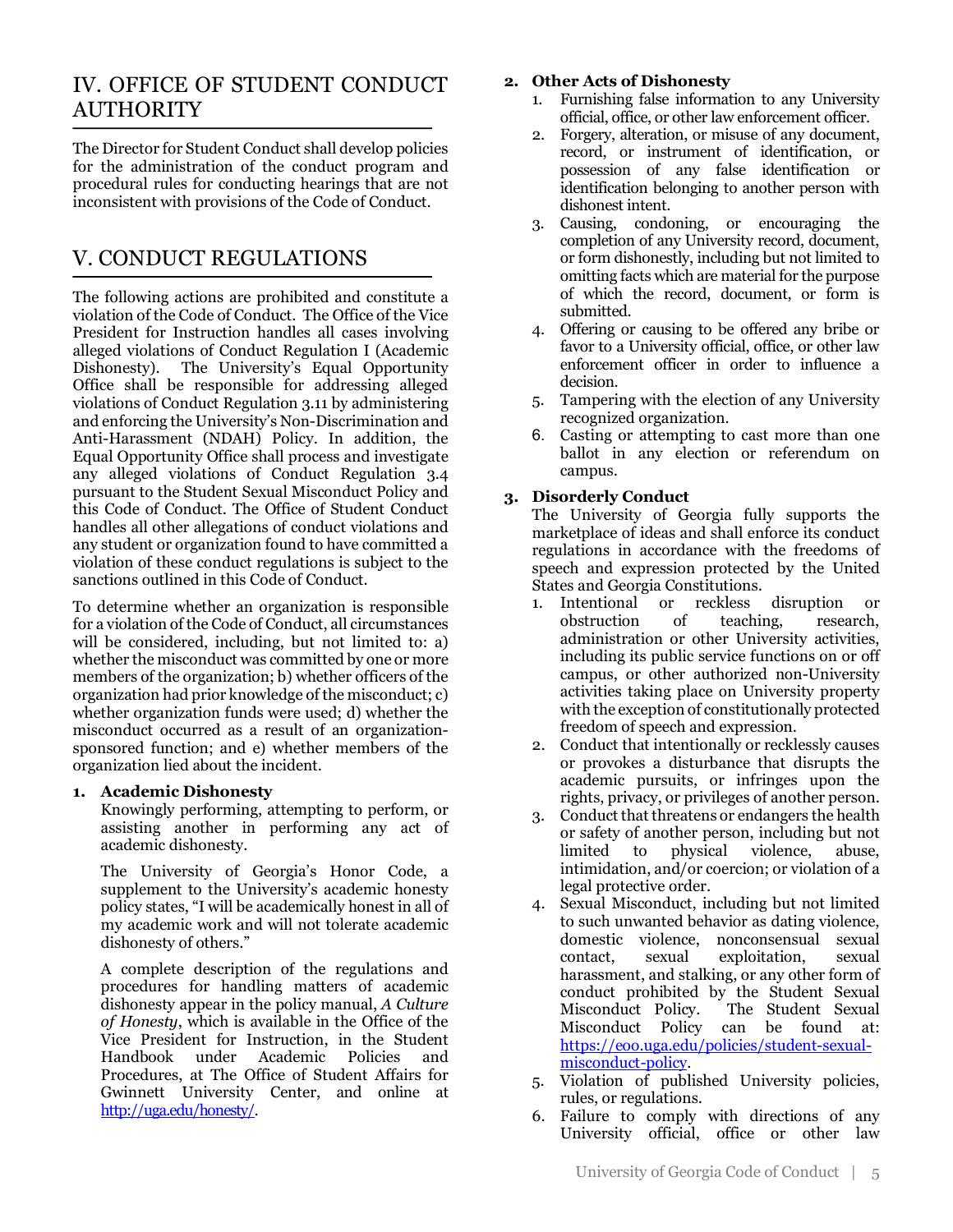## IV. OFFICE OF STUDENT CONDUCT AUTHORITY

The Director for Student Conduct shall develop policies for the administration of the conduct program and procedural rules for conducting hearings that are not inconsistent with provisions of the Code of Conduct.

## V. CONDUCT REGULATIONS

The following actions are prohibited and constitute a violation of the Code of Conduct. The Office of the Vice President for Instruction handles all cases involving alleged violations of Conduct Regulation I (Academic Dishonesty). The University's Equal Opportunity Office shall be responsible for addressing alleged violations of Conduct Regulation 3.11 by administering and enforcing the University's Non-Discrimination and Anti-Harassment (NDAH) Policy. In addition, the Equal Opportunity Office shall process and investigate any alleged violations of Conduct Regulation 3.4 pursuant to the Student Sexual Misconduct Policy and this Code of Conduct. The Office of Student Conduct handles all other allegations of conduct violations and any student or organization found to have committed a violation of these conduct regulations is subject to the sanctions outlined in this Code of Conduct.

To determine whether an organization is responsible for a violation of the Code of Conduct, all circumstances will be considered, including, but not limited to: a) whether the misconduct was committed by one or more members of the organization; b) whether officers of the organization had prior knowledge of the misconduct; c) whether organization funds were used; d) whether the misconduct occurred as a result of an organization-sponsored function; and e) whether members of the organization lied about the incident.

1. **Academic Dishonesty**

   Knowingly performing, attempting to perform, or assisting another in performing any act of academic dishonesty.

   The University of Georgia's Honor Code, a supplement to the University's academic honesty policy states, "I will be academically honest in all of my academic work and will not tolerate academic dishonesty of others."

   A complete description of the regulations and procedures for handling matters of academic dishonesty appear in the policy manual, *A Culture of Honesty*, which is available in the Office of the Vice President for Instruction, in the Student Handbook under Academic Policies and Procedures, at The Office of Student Affairs for Gwinnett University Center, and online at http://uga.edu/honesty/.

2. **Other Acts of Dishonesty**
   1. Furnishing false information to any University official, office, or other law enforcement officer.
   2. Forgery, alteration, or misuse of any document, record, or instrument of identification, or possession of any false identification or identification belonging to another person with dishonest intent.
   3. Causing, condoning, or encouraging the completion of any University record, document, or form dishonestly, including but not limited to omitting facts which are material for the purpose of which the record, document, or form is submitted.
   4. Offering or causing to be offered any bribe or favor to a University official, office, or other law enforcement officer in order to influence a decision.
   5. Tampering with the election of any University recognized organization.
   6. Casting or attempting to cast more than one ballot in any election or referendum on campus.

3. **Disorderly Conduct**

   The University of Georgia fully supports the marketplace of ideas and shall enforce its conduct regulations in accordance with the freedoms of speech and expression protected by the United States and Georgia Constitutions.
   1. Intentional or reckless disruption or obstruction of teaching, research, administration or other University activities, including its public service functions on or off campus, or other authorized non-University activities taking place on University property with the exception of constitutionally protected freedom of speech and expression.
   2. Conduct that intentionally or recklessly causes or provokes a disturbance that disrupts the academic pursuits, or infringes upon the rights, privacy, or privileges of another person.
   3. Conduct that threatens or endangers the health or safety of another person, including but not limited to physical violence, abuse, intimidation, and/or coercion; or violation of a legal protective order.
   4. Sexual Misconduct, including but not limited to such unwanted behavior as dating violence, domestic violence, nonconsensual sexual contact, sexual exploitation, sexual harassment, and stalking, or any other form of conduct prohibited by the Student Sexual Misconduct Policy. The Student Sexual Misconduct Policy can be found at: https://eoo.uga.edu/policies/student-sexual-misconduct-policy.
   5. Violation of published University policies, rules, or regulations.
   6. Failure to comply with directions of any University official, office or other law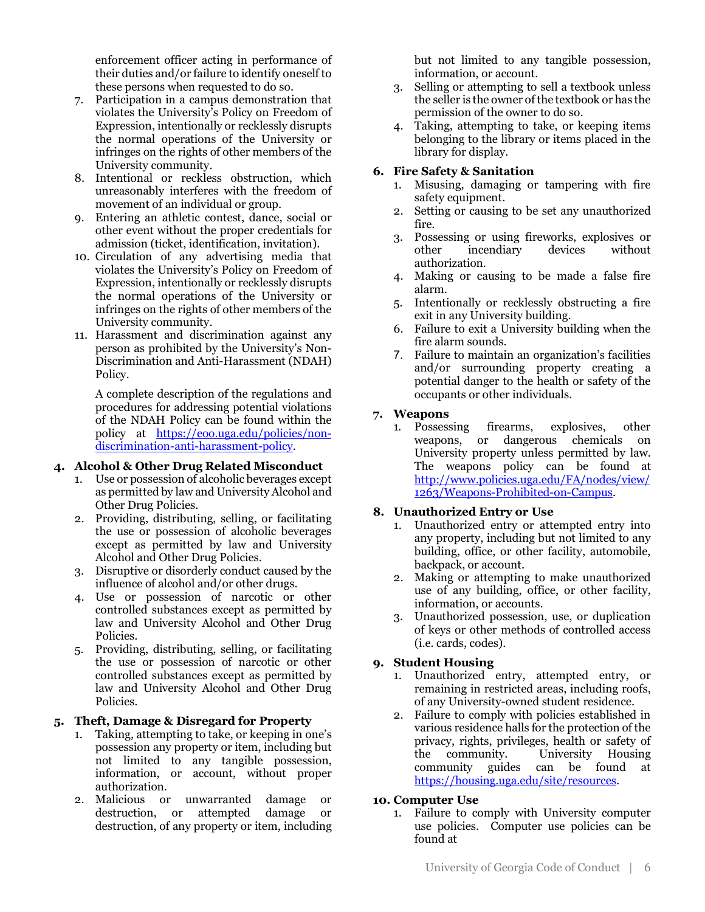enforcement officer acting in performance of their duties and/or failure to identify oneself to these persons when requested to do so.

7. Participation in a campus demonstration that violates the University's Policy on Freedom of Expression, intentionally or recklessly disrupts the normal operations of the University or infringes on the rights of other members of the University community.
8. Intentional or reckless obstruction, which unreasonably interferes with the freedom of movement of an individual or group.
9. Entering an athletic contest, dance, social or other event without the proper credentials for admission (ticket, identification, invitation).
10. Circulation of any advertising media that violates the University's Policy on Freedom of Expression, intentionally or recklessly disrupts the normal operations of the University or infringes on the rights of other members of the University community.
11. Harassment and discrimination against any person as prohibited by the University's Non-Discrimination and Anti-Harassment (NDAH) Policy.

    A complete description of the regulations and procedures for addressing potential violations of the NDAH Policy can be found within the policy at [https://eoo.uga.edu/policies/non-discrimination-anti-harassment-policy](https://eoo.uga.edu/policies/non-discrimination-anti-harassment-policy).

## 4. Alcohol & Other Drug Related Misconduct

1. Use or possession of alcoholic beverages except as permitted by law and University Alcohol and Other Drug Policies.
2. Providing, distributing, selling, or facilitating the use or possession of alcoholic beverages except as permitted by law and University Alcohol and Other Drug Policies.
3. Disruptive or disorderly conduct caused by the influence of alcohol and/or other drugs.
4. Use or possession of narcotic or other controlled substances except as permitted by law and University Alcohol and Other Drug Policies.
5. Providing, distributing, selling, or facilitating the use or possession of narcotic or other controlled substances except as permitted by law and University Alcohol and Other Drug Policies.

## 5. Theft, Damage & Disregard for Property

1. Taking, attempting to take, or keeping in one's possession any property or item, including but not limited to any tangible possession, information, or account, without proper authorization.
2. Malicious or unwarranted damage or destruction, or attempted damage or destruction, of any property or item, including but not limited to any tangible possession, information, or account.
3. Selling or attempting to sell a textbook unless the seller is the owner of the textbook or has the permission of the owner to do so.
4. Taking, attempting to take, or keeping items belonging to the library or items placed in the library for display.

## 6. Fire Safety & Sanitation

1. Misusing, damaging or tampering with fire safety equipment.
2. Setting or causing to be set any unauthorized fire.
3. Possessing or using fireworks, explosives or other incendiary devices without authorization.
4. Making or causing to be made a false fire alarm.
5. Intentionally or recklessly obstructing a fire exit in any University building.
6. Failure to exit a University building when the fire alarm sounds.
7. Failure to maintain an organization's facilities and/or surrounding property creating a potential danger to the health or safety of the occupants or other individuals.

## 7. Weapons

1. Possessing firearms, explosives, other weapons, or dangerous chemicals on University property unless permitted by law. The weapons policy can be found at [http://www.policies.uga.edu/FA/nodes/view/1263/Weapons-Prohibited-on-Campus](http://www.policies.uga.edu/FA/nodes/view/1263/Weapons-Prohibited-on-Campus).

## 8. Unauthorized Entry or Use

1. Unauthorized entry or attempted entry into any property, including but not limited to any building, office, or other facility, automobile, backpack, or account.
2. Making or attempting to make unauthorized use of any building, office, or other facility, information, or accounts.
3. Unauthorized possession, use, or duplication of keys or other methods of controlled access (i.e. cards, codes).

## 9. Student Housing

1. Unauthorized entry, attempted entry, or remaining in restricted areas, including roofs, of any University-owned student residence.
2. Failure to comply with policies established in various residence halls for the protection of the privacy, rights, privileges, health or safety of the community. University Housing community guides can be found at [https://housing.uga.edu/site/resources](https://housing.uga.edu/site/resources).

## 10. Computer Use

1. Failure to comply with University computer use policies. Computer use policies can be found at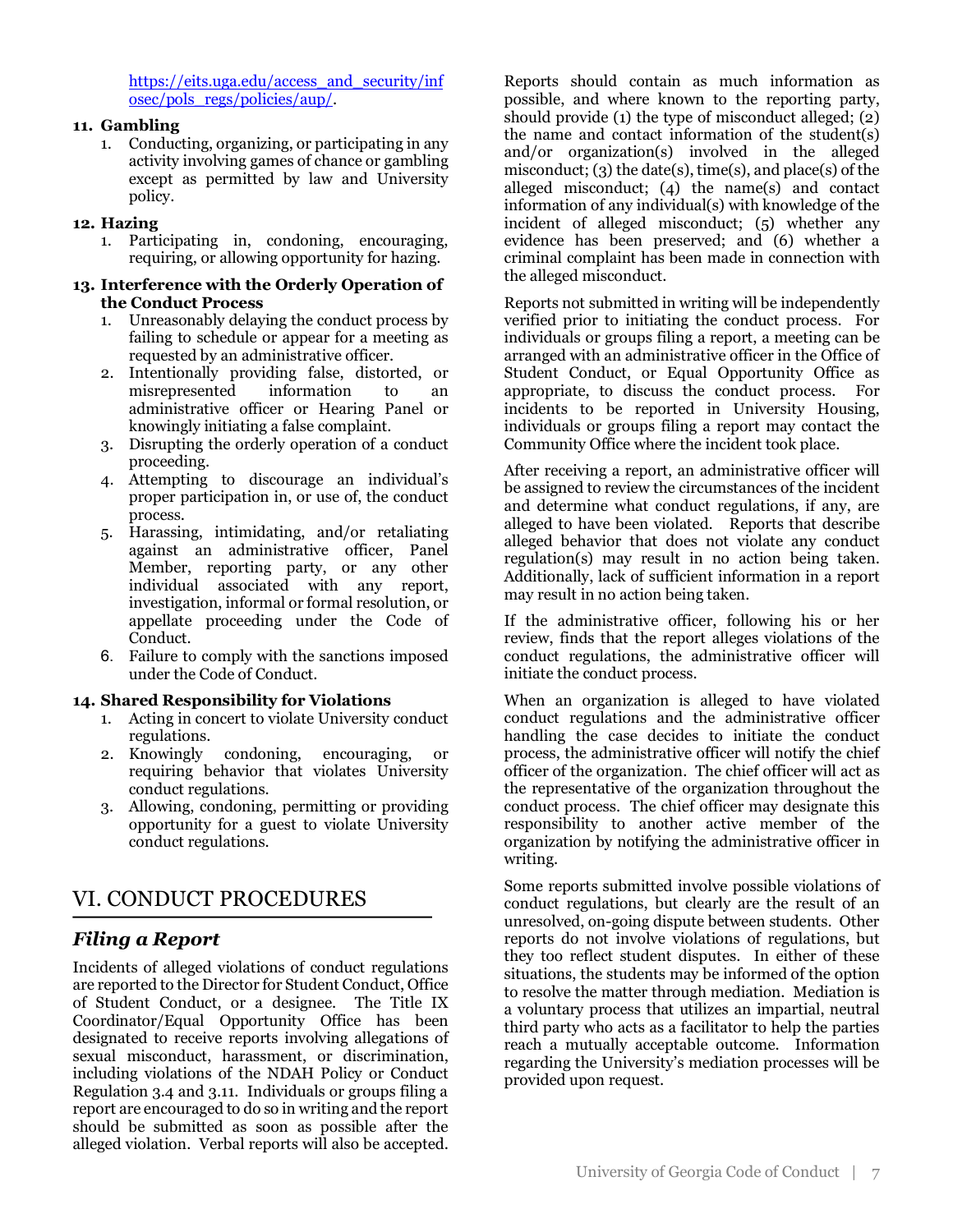https://eits.uga.edu/access_and_security/infosec/pols_regs/policies/aup/.

**11. Gambling**

1. Conducting, organizing, or participating in any activity involving games of chance or gambling except as permitted by law and University policy.

**12. Hazing**

1. Participating in, condoning, encouraging, requiring, or allowing opportunity for hazing.

**13. Interference with the Orderly Operation of the Conduct Process**

1. Unreasonably delaying the conduct process by failing to schedule or appear for a meeting as requested by an administrative officer.
2. Intentionally providing false, distorted, or misrepresented information to an administrative officer or Hearing Panel or knowingly initiating a false complaint.
3. Disrupting the orderly operation of a conduct proceeding.
4. Attempting to discourage an individual's proper participation in, or use of, the conduct process.
5. Harassing, intimidating, and/or retaliating against an administrative officer, Panel Member, reporting party, or any other individual associated with any report, investigation, informal or formal resolution, or appellate proceeding under the Code of Conduct.
6. Failure to comply with the sanctions imposed under the Code of Conduct.

**14. Shared Responsibility for Violations**

1. Acting in concert to violate University conduct regulations.
2. Knowingly condoning, encouraging, or requiring behavior that violates University conduct regulations.
3. Allowing, condoning, permitting or providing opportunity for a guest to violate University conduct regulations.

# VI. CONDUCT PROCEDURES

## *Filing a Report*

Incidents of alleged violations of conduct regulations are reported to the Director for Student Conduct, Office of Student Conduct, or a designee. The Title IX Coordinator/Equal Opportunity Office has been designated to receive reports involving allegations of sexual misconduct, harassment, or discrimination, including violations of the NDAH Policy or Conduct Regulation 3.4 and 3.11. Individuals or groups filing a report are encouraged to do so in writing and the report should be submitted as soon as possible after the alleged violation. Verbal reports will also be accepted.

Reports should contain as much information as possible, and where known to the reporting party, should provide (1) the type of misconduct alleged; (2) the name and contact information of the student(s) and/or organization(s) involved in the alleged misconduct; (3) the date(s), time(s), and place(s) of the alleged misconduct; (4) the name(s) and contact information of any individual(s) with knowledge of the incident of alleged misconduct; (5) whether any evidence has been preserved; and (6) whether a criminal complaint has been made in connection with the alleged misconduct.

Reports not submitted in writing will be independently verified prior to initiating the conduct process. For individuals or groups filing a report, a meeting can be arranged with an administrative officer in the Office of Student Conduct, or Equal Opportunity Office as appropriate, to discuss the conduct process. For incidents to be reported in University Housing, individuals or groups filing a report may contact the Community Office where the incident took place.

After receiving a report, an administrative officer will be assigned to review the circumstances of the incident and determine what conduct regulations, if any, are alleged to have been violated. Reports that describe alleged behavior that does not violate any conduct regulation(s) may result in no action being taken. Additionally, lack of sufficient information in a report may result in no action being taken.

If the administrative officer, following his or her review, finds that the report alleges violations of the conduct regulations, the administrative officer will initiate the conduct process.

When an organization is alleged to have violated conduct regulations and the administrative officer handling the case decides to initiate the conduct process, the administrative officer will notify the chief officer of the organization. The chief officer will act as the representative of the organization throughout the conduct process. The chief officer may designate this responsibility to another active member of the organization by notifying the administrative officer in writing.

Some reports submitted involve possible violations of conduct regulations, but clearly are the result of an unresolved, on-going dispute between students. Other reports do not involve violations of regulations, but they too reflect student disputes. In either of these situations, the students may be informed of the option to resolve the matter through mediation. Mediation is a voluntary process that utilizes an impartial, neutral third party who acts as a facilitator to help the parties reach a mutually acceptable outcome. Information regarding the University's mediation processes will be provided upon request.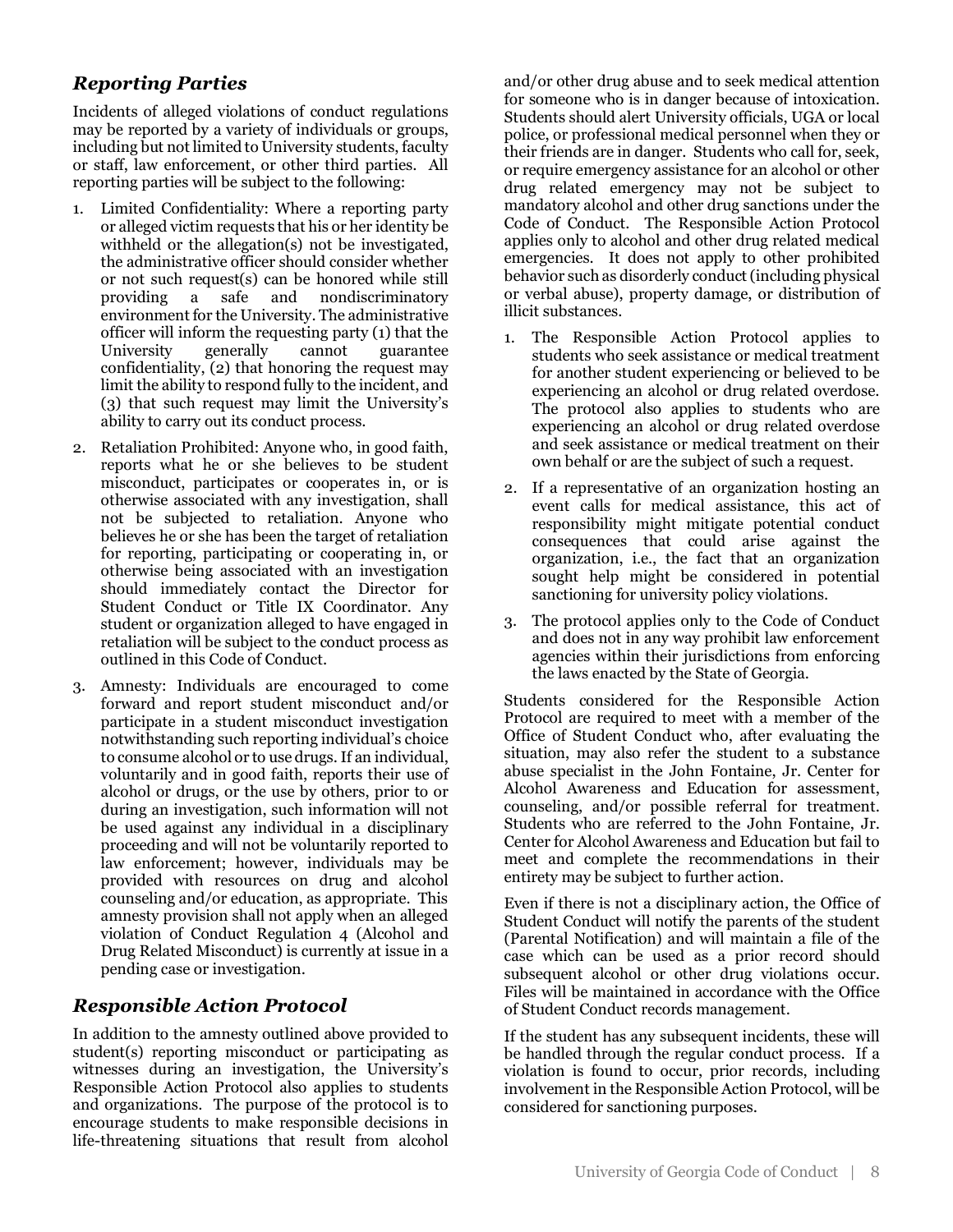## *Reporting Parties*

Incidents of alleged violations of conduct regulations may be reported by a variety of individuals or groups, including but not limited to University students, faculty or staff, law enforcement, or other third parties. All reporting parties will be subject to the following:

1. Limited Confidentiality: Where a reporting party or alleged victim requests that his or her identity be withheld or the allegation(s) not be investigated, the administrative officer should consider whether or not such request(s) can be honored while still providing a safe and nondiscriminatory environment for the University. The administrative officer will inform the requesting party (1) that the University generally cannot guarantee confidentiality, (2) that honoring the request may limit the ability to respond fully to the incident, and (3) that such request may limit the University's ability to carry out its conduct process.
2. Retaliation Prohibited: Anyone who, in good faith, reports what he or she believes to be student misconduct, participates or cooperates in, or is otherwise associated with any investigation, shall not be subjected to retaliation. Anyone who believes he or she has been the target of retaliation for reporting, participating or cooperating in, or otherwise being associated with an investigation should immediately contact the Director for Student Conduct or Title IX Coordinator. Any student or organization alleged to have engaged in retaliation will be subject to the conduct process as outlined in this Code of Conduct.
3. Amnesty: Individuals are encouraged to come forward and report student misconduct and/or participate in a student misconduct investigation notwithstanding such reporting individual's choice to consume alcohol or to use drugs. If an individual, voluntarily and in good faith, reports their use of alcohol or drugs, or the use by others, prior to or during an investigation, such information will not be used against any individual in a disciplinary proceeding and will not be voluntarily reported to law enforcement; however, individuals may be provided with resources on drug and alcohol counseling and/or education, as appropriate. This amnesty provision shall not apply when an alleged violation of Conduct Regulation 4 (Alcohol and Drug Related Misconduct) is currently at issue in a pending case or investigation.

## *Responsible Action Protocol*

In addition to the amnesty outlined above provided to student(s) reporting misconduct or participating as witnesses during an investigation, the University's Responsible Action Protocol also applies to students and organizations. The purpose of the protocol is to encourage students to make responsible decisions in life-threatening situations that result from alcohol and/or other drug abuse and to seek medical attention for someone who is in danger because of intoxication. Students should alert University officials, UGA or local police, or professional medical personnel when they or their friends are in danger. Students who call for, seek, or require emergency assistance for an alcohol or other drug related emergency may not be subject to mandatory alcohol and other drug sanctions under the Code of Conduct. The Responsible Action Protocol applies only to alcohol and other drug related medical emergencies. It does not apply to other prohibited behavior such as disorderly conduct (including physical or verbal abuse), property damage, or distribution of illicit substances.

1. The Responsible Action Protocol applies to students who seek assistance or medical treatment for another student experiencing or believed to be experiencing an alcohol or drug related overdose. The protocol also applies to students who are experiencing an alcohol or drug related overdose and seek assistance or medical treatment on their own behalf or are the subject of such a request.
2. If a representative of an organization hosting an event calls for medical assistance, this act of responsibility might mitigate potential conduct consequences that could arise against the organization, i.e., the fact that an organization sought help might be considered in potential sanctioning for university policy violations.
3. The protocol applies only to the Code of Conduct and does not in any way prohibit law enforcement agencies within their jurisdictions from enforcing the laws enacted by the State of Georgia.

Students considered for the Responsible Action Protocol are required to meet with a member of the Office of Student Conduct who, after evaluating the situation, may also refer the student to a substance abuse specialist in the John Fontaine, Jr. Center for Alcohol Awareness and Education for assessment, counseling, and/or possible referral for treatment. Students who are referred to the John Fontaine, Jr. Center for Alcohol Awareness and Education but fail to meet and complete the recommendations in their entirety may be subject to further action.

Even if there is not a disciplinary action, the Office of Student Conduct will notify the parents of the student (Parental Notification) and will maintain a file of the case which can be used as a prior record should subsequent alcohol or other drug violations occur. Files will be maintained in accordance with the Office of Student Conduct records management.

If the student has any subsequent incidents, these will be handled through the regular conduct process. If a violation is found to occur, prior records, including involvement in the Responsible Action Protocol, will be considered for sanctioning purposes.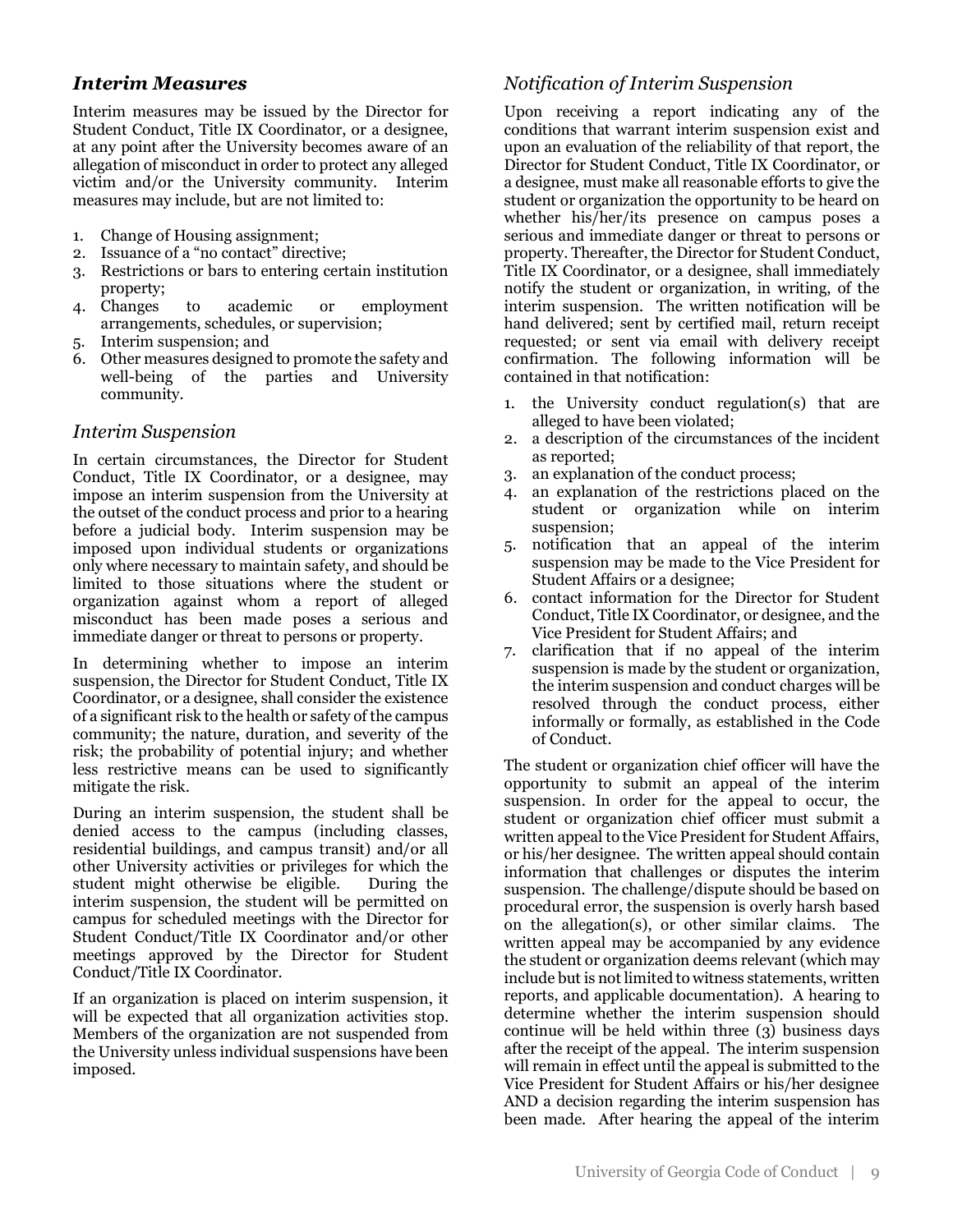### *Interim Measures*

Interim measures may be issued by the Director for Student Conduct, Title IX Coordinator, or a designee, at any point after the University becomes aware of an allegation of misconduct in order to protect any alleged victim and/or the University community. Interim measures may include, but are not limited to:

1. Change of Housing assignment;
2. Issuance of a "no contact" directive;
3. Restrictions or bars to entering certain institution property;
4. Changes to academic or employment arrangements, schedules, or supervision;
5. Interim suspension; and
6. Other measures designed to promote the safety and well-being of the parties and University community.

### *Interim Suspension*

In certain circumstances, the Director for Student Conduct, Title IX Coordinator, or a designee, may impose an interim suspension from the University at the outset of the conduct process and prior to a hearing before a judicial body. Interim suspension may be imposed upon individual students or organizations only where necessary to maintain safety, and should be limited to those situations where the student or organization against whom a report of alleged misconduct has been made poses a serious and immediate danger or threat to persons or property.

In determining whether to impose an interim suspension, the Director for Student Conduct, Title IX Coordinator, or a designee, shall consider the existence of a significant risk to the health or safety of the campus community; the nature, duration, and severity of the risk; the probability of potential injury; and whether less restrictive means can be used to significantly mitigate the risk.

During an interim suspension, the student shall be denied access to the campus (including classes, residential buildings, and campus transit) and/or all other University activities or privileges for which the student might otherwise be eligible. During the interim suspension, the student will be permitted on campus for scheduled meetings with the Director for Student Conduct/Title IX Coordinator and/or other meetings approved by the Director for Student Conduct/Title IX Coordinator.

If an organization is placed on interim suspension, it will be expected that all organization activities stop. Members of the organization are not suspended from the University unless individual suspensions have been imposed.

### *Notification of Interim Suspension*

Upon receiving a report indicating any of the conditions that warrant interim suspension exist and upon an evaluation of the reliability of that report, the Director for Student Conduct, Title IX Coordinator, or a designee, must make all reasonable efforts to give the student or organization the opportunity to be heard on whether his/her/its presence on campus poses a serious and immediate danger or threat to persons or property. Thereafter, the Director for Student Conduct, Title IX Coordinator, or a designee, shall immediately notify the student or organization, in writing, of the interim suspension. The written notification will be hand delivered; sent by certified mail, return receipt requested; or sent via email with delivery receipt confirmation. The following information will be contained in that notification:

1. the University conduct regulation(s) that are alleged to have been violated;
2. a description of the circumstances of the incident as reported;
3. an explanation of the conduct process;
4. an explanation of the restrictions placed on the student or organization while on interim suspension;
5. notification that an appeal of the interim suspension may be made to the Vice President for Student Affairs or a designee;
6. contact information for the Director for Student Conduct, Title IX Coordinator, or designee, and the Vice President for Student Affairs; and
7. clarification that if no appeal of the interim suspension is made by the student or organization, the interim suspension and conduct charges will be resolved through the conduct process, either informally or formally, as established in the Code of Conduct.

The student or organization chief officer will have the opportunity to submit an appeal of the interim suspension. In order for the appeal to occur, the student or organization chief officer must submit a written appeal to the Vice President for Student Affairs, or his/her designee. The written appeal should contain information that challenges or disputes the interim suspension. The challenge/dispute should be based on procedural error, the suspension is overly harsh based on the allegation(s), or other similar claims. The written appeal may be accompanied by any evidence the student or organization deems relevant (which may include but is not limited to witness statements, written reports, and applicable documentation). A hearing to determine whether the interim suspension should continue will be held within three (3) business days after the receipt of the appeal. The interim suspension will remain in effect until the appeal is submitted to the Vice President for Student Affairs or his/her designee AND a decision regarding the interim suspension has been made. After hearing the appeal of the interim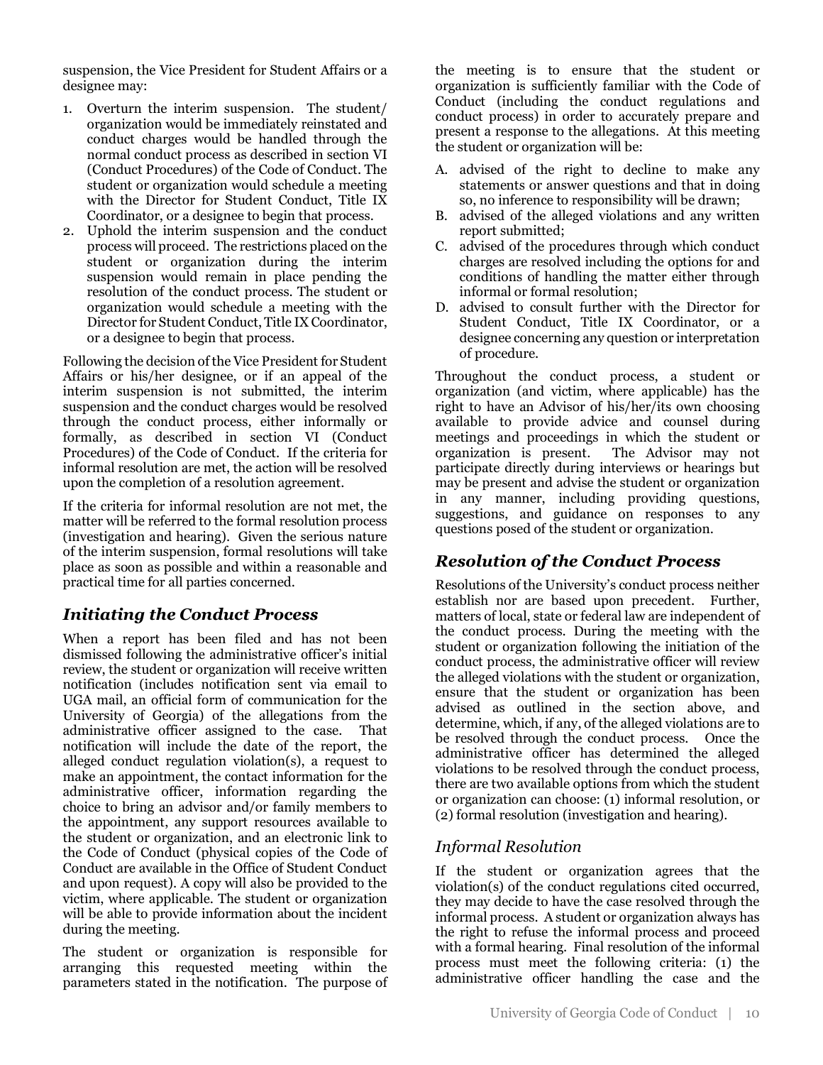suspension, the Vice President for Student Affairs or a designee may:

1. Overturn the interim suspension. The student/ organization would be immediately reinstated and conduct charges would be handled through the normal conduct process as described in section VI (Conduct Procedures) of the Code of Conduct. The student or organization would schedule a meeting with the Director for Student Conduct, Title IX Coordinator, or a designee to begin that process.
2. Uphold the interim suspension and the conduct process will proceed. The restrictions placed on the student or organization during the interim suspension would remain in place pending the resolution of the conduct process. The student or organization would schedule a meeting with the Director for Student Conduct, Title IX Coordinator, or a designee to begin that process.

Following the decision of the Vice President for Student Affairs or his/her designee, or if an appeal of the interim suspension is not submitted, the interim suspension and the conduct charges would be resolved through the conduct process, either informally or formally, as described in section VI (Conduct Procedures) of the Code of Conduct. If the criteria for informal resolution are met, the action will be resolved upon the completion of a resolution agreement.

If the criteria for informal resolution are not met, the matter will be referred to the formal resolution process (investigation and hearing). Given the serious nature of the interim suspension, formal resolutions will take place as soon as possible and within a reasonable and practical time for all parties concerned.

## *Initiating the Conduct Process*

When a report has been filed and has not been dismissed following the administrative officer's initial review, the student or organization will receive written notification (includes notification sent via email to UGA mail, an official form of communication for the University of Georgia) of the allegations from the administrative officer assigned to the case. That notification will include the date of the report, the alleged conduct regulation violation(s), a request to make an appointment, the contact information for the administrative officer, information regarding the choice to bring an advisor and/or family members to the appointment, any support resources available to the student or organization, and an electronic link to the Code of Conduct (physical copies of the Code of Conduct are available in the Office of Student Conduct and upon request). A copy will also be provided to the victim, where applicable. The student or organization will be able to provide information about the incident during the meeting.

The student or organization is responsible for arranging this requested meeting within the parameters stated in the notification. The purpose of the meeting is to ensure that the student or organization is sufficiently familiar with the Code of Conduct (including the conduct regulations and conduct process) in order to accurately prepare and present a response to the allegations. At this meeting the student or organization will be:

A. advised of the right to decline to make any statements or answer questions and that in doing so, no inference to responsibility will be drawn;
B. advised of the alleged violations and any written report submitted;
C. advised of the procedures through which conduct charges are resolved including the options for and conditions of handling the matter either through informal or formal resolution;
D. advised to consult further with the Director for Student Conduct, Title IX Coordinator, or a designee concerning any question or interpretation of procedure.

Throughout the conduct process, a student or organization (and victim, where applicable) has the right to have an Advisor of his/her/its own choosing available to provide advice and counsel during meetings and proceedings in which the student or organization is present. The Advisor may not participate directly during interviews or hearings but may be present and advise the student or organization in any manner, including providing questions, suggestions, and guidance on responses to any questions posed of the student or organization.

## *Resolution of the Conduct Process*

Resolutions of the University's conduct process neither establish nor are based upon precedent. Further, matters of local, state or federal law are independent of the conduct process. During the meeting with the student or organization following the initiation of the conduct process, the administrative officer will review the alleged violations with the student or organization, ensure that the student or organization has been advised as outlined in the section above, and determine, which, if any, of the alleged violations are to be resolved through the conduct process. Once the administrative officer has determined the alleged violations to be resolved through the conduct process, there are two available options from which the student or organization can choose: (1) informal resolution, or (2) formal resolution (investigation and hearing).

### *Informal Resolution*

If the student or organization agrees that the violation(s) of the conduct regulations cited occurred, they may decide to have the case resolved through the informal process. A student or organization always has the right to refuse the informal process and proceed with a formal hearing. Final resolution of the informal process must meet the following criteria: (1) the administrative officer handling the case and the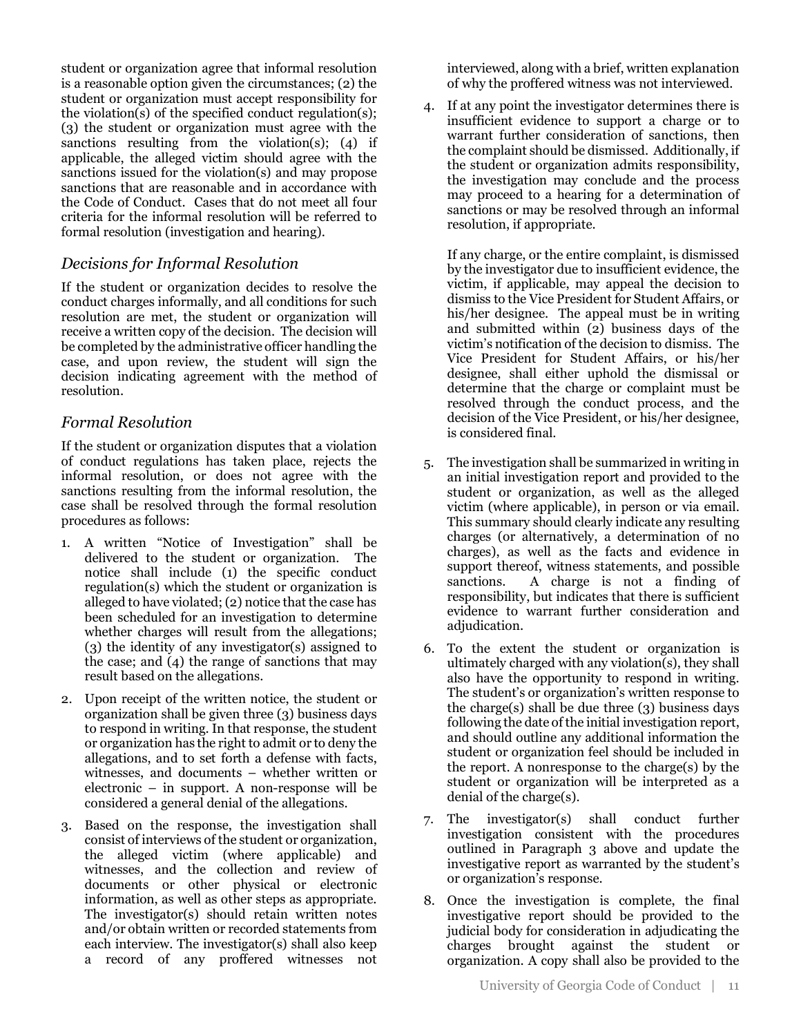student or organization agree that informal resolution is a reasonable option given the circumstances; (2) the student or organization must accept responsibility for the violation(s) of the specified conduct regulation(s); (3) the student or organization must agree with the sanctions resulting from the violation(s); (4) if applicable, the alleged victim should agree with the sanctions issued for the violation(s) and may propose sanctions that are reasonable and in accordance with the Code of Conduct. Cases that do not meet all four criteria for the informal resolution will be referred to formal resolution (investigation and hearing).

### *Decisions for Informal Resolution*

If the student or organization decides to resolve the conduct charges informally, and all conditions for such resolution are met, the student or organization will receive a written copy of the decision. The decision will be completed by the administrative officer handling the case, and upon review, the student will sign the decision indicating agreement with the method of resolution.

### *Formal Resolution*

If the student or organization disputes that a violation of conduct regulations has taken place, rejects the informal resolution, or does not agree with the sanctions resulting from the informal resolution, the case shall be resolved through the formal resolution procedures as follows:

1. A written "Notice of Investigation" shall be delivered to the student or organization. The notice shall include (1) the specific conduct regulation(s) which the student or organization is alleged to have violated; (2) notice that the case has been scheduled for an investigation to determine whether charges will result from the allegations; (3) the identity of any investigator(s) assigned to the case; and (4) the range of sanctions that may result based on the allegations.

2. Upon receipt of the written notice, the student or organization shall be given three (3) business days to respond in writing. In that response, the student or organization has the right to admit or to deny the allegations, and to set forth a defense with facts, witnesses, and documents – whether written or electronic – in support. A non-response will be considered a general denial of the allegations.

3. Based on the response, the investigation shall consist of interviews of the student or organization, the alleged victim (where applicable) and witnesses, and the collection and review of documents or other physical or electronic information, as well as other steps as appropriate. The investigator(s) should retain written notes and/or obtain written or recorded statements from each interview. The investigator(s) shall also keep a record of any proffered witnesses not interviewed, along with a brief, written explanation of why the proffered witness was not interviewed.

4. If at any point the investigator determines there is insufficient evidence to support a charge or to warrant further consideration of sanctions, then the complaint should be dismissed. Additionally, if the student or organization admits responsibility, the investigation may conclude and the process may proceed to a hearing for a determination of sanctions or may be resolved through an informal resolution, if appropriate.

   If any charge, or the entire complaint, is dismissed by the investigator due to insufficient evidence, the victim, if applicable, may appeal the decision to dismiss to the Vice President for Student Affairs, or his/her designee. The appeal must be in writing and submitted within (2) business days of the victim's notification of the decision to dismiss. The Vice President for Student Affairs, or his/her designee, shall either uphold the dismissal or determine that the charge or complaint must be resolved through the conduct process, and the decision of the Vice President, or his/her designee, is considered final.

5. The investigation shall be summarized in writing in an initial investigation report and provided to the student or organization, as well as the alleged victim (where applicable), in person or via email. This summary should clearly indicate any resulting charges (or alternatively, a determination of no charges), as well as the facts and evidence in support thereof, witness statements, and possible sanctions. A charge is not a finding of responsibility, but indicates that there is sufficient evidence to warrant further consideration and adjudication.

6. To the extent the student or organization is ultimately charged with any violation(s), they shall also have the opportunity to respond in writing. The student's or organization's written response to the charge(s) shall be due three (3) business days following the date of the initial investigation report, and should outline any additional information the student or organization feel should be included in the report. A nonresponse to the charge(s) by the student or organization will be interpreted as a denial of the charge(s).

7. The investigator(s) shall conduct further investigation consistent with the procedures outlined in Paragraph 3 above and update the investigative report as warranted by the student's or organization's response.

8. Once the investigation is complete, the final investigative report should be provided to the judicial body for consideration in adjudicating the charges brought against the student or organization. A copy shall also be provided to the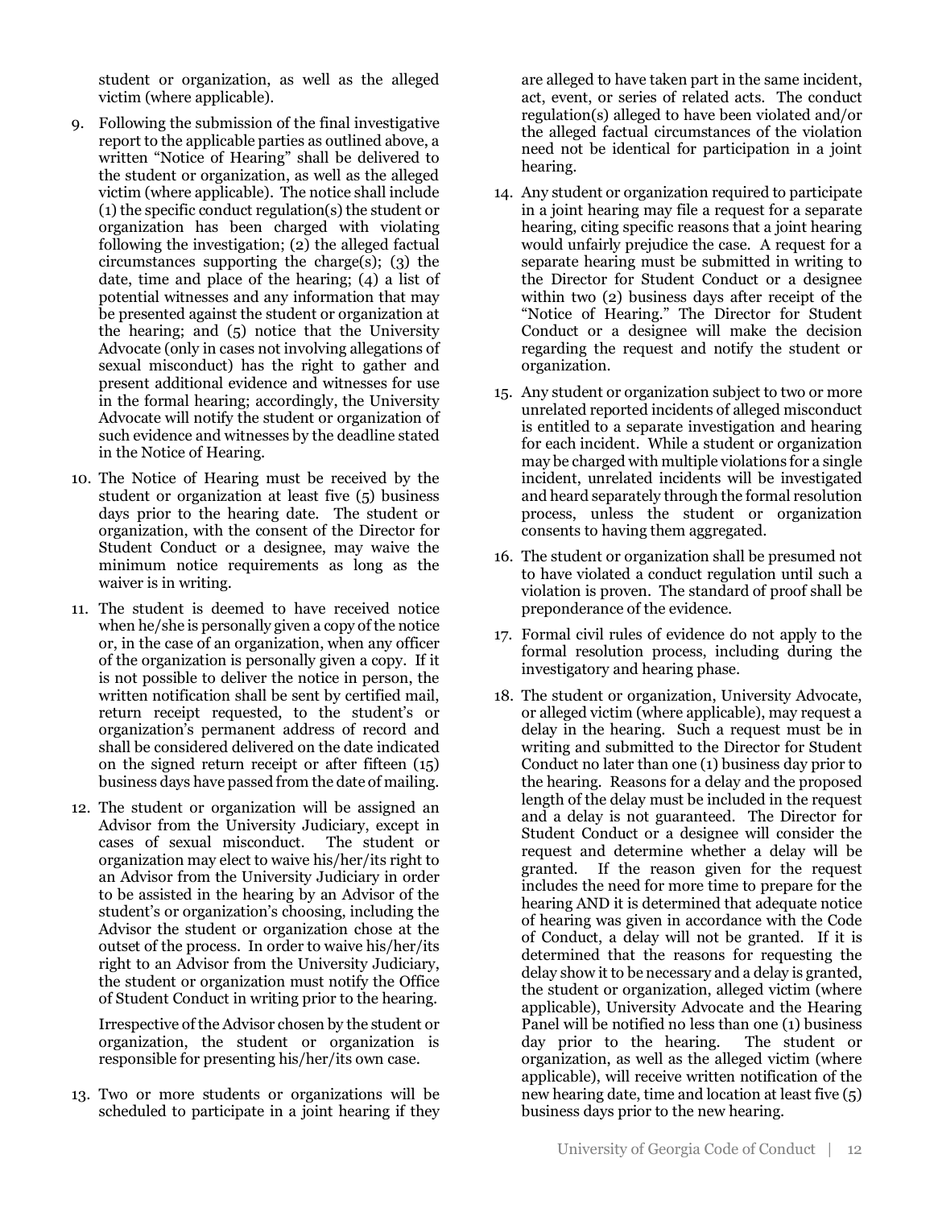student or organization, as well as the alleged victim (where applicable).

9. Following the submission of the final investigative report to the applicable parties as outlined above, a written "Notice of Hearing" shall be delivered to the student or organization, as well as the alleged victim (where applicable). The notice shall include (1) the specific conduct regulation(s) the student or organization has been charged with violating following the investigation; (2) the alleged factual circumstances supporting the charge(s); (3) the date, time and place of the hearing; (4) a list of potential witnesses and any information that may be presented against the student or organization at the hearing; and (5) notice that the University Advocate (only in cases not involving allegations of sexual misconduct) has the right to gather and present additional evidence and witnesses for use in the formal hearing; accordingly, the University Advocate will notify the student or organization of such evidence and witnesses by the deadline stated in the Notice of Hearing.

10. The Notice of Hearing must be received by the student or organization at least five (5) business days prior to the hearing date. The student or organization, with the consent of the Director for Student Conduct or a designee, may waive the minimum notice requirements as long as the waiver is in writing.

11. The student is deemed to have received notice when he/she is personally given a copy of the notice or, in the case of an organization, when any officer of the organization is personally given a copy. If it is not possible to deliver the notice in person, the written notification shall be sent by certified mail, return receipt requested, to the student's or organization's permanent address of record and shall be considered delivered on the date indicated on the signed return receipt or after fifteen (15) business days have passed from the date of mailing.

12. The student or organization will be assigned an Advisor from the University Judiciary, except in cases of sexual misconduct. The student or organization may elect to waive his/her/its right to an Advisor from the University Judiciary in order to be assisted in the hearing by an Advisor of the student's or organization's choosing, including the Advisor the student or organization chose at the outset of the process. In order to waive his/her/its right to an Advisor from the University Judiciary, the student or organization must notify the Office of Student Conduct in writing prior to the hearing.

    Irrespective of the Advisor chosen by the student or organization, the student or organization is responsible for presenting his/her/its own case.

13. Two or more students or organizations will be scheduled to participate in a joint hearing if they are alleged to have taken part in the same incident, act, event, or series of related acts. The conduct regulation(s) alleged to have been violated and/or the alleged factual circumstances of the violation need not be identical for participation in a joint hearing.

14. Any student or organization required to participate in a joint hearing may file a request for a separate hearing, citing specific reasons that a joint hearing would unfairly prejudice the case. A request for a separate hearing must be submitted in writing to the Director for Student Conduct or a designee within two (2) business days after receipt of the "Notice of Hearing." The Director for Student Conduct or a designee will make the decision regarding the request and notify the student or organization.

15. Any student or organization subject to two or more unrelated reported incidents of alleged misconduct is entitled to a separate investigation and hearing for each incident. While a student or organization may be charged with multiple violations for a single incident, unrelated incidents will be investigated and heard separately through the formal resolution process, unless the student or organization consents to having them aggregated.

16. The student or organization shall be presumed not to have violated a conduct regulation until such a violation is proven. The standard of proof shall be preponderance of the evidence.

17. Formal civil rules of evidence do not apply to the formal resolution process, including during the investigatory and hearing phase.

18. The student or organization, University Advocate, or alleged victim (where applicable), may request a delay in the hearing. Such a request must be in writing and submitted to the Director for Student Conduct no later than one (1) business day prior to the hearing. Reasons for a delay and the proposed length of the delay must be included in the request and a delay is not guaranteed. The Director for Student Conduct or a designee will consider the request and determine whether a delay will be granted. If the reason given for the request includes the need for more time to prepare for the hearing AND it is determined that adequate notice of hearing was given in accordance with the Code of Conduct, a delay will not be granted. If it is determined that the reasons for requesting the delay show it to be necessary and a delay is granted, the student or organization, alleged victim (where applicable), University Advocate and the Hearing Panel will be notified no less than one (1) business day prior to the hearing. The student or organization, as well as the alleged victim (where applicable), will receive written notification of the new hearing date, time and location at least five (5) business days prior to the new hearing.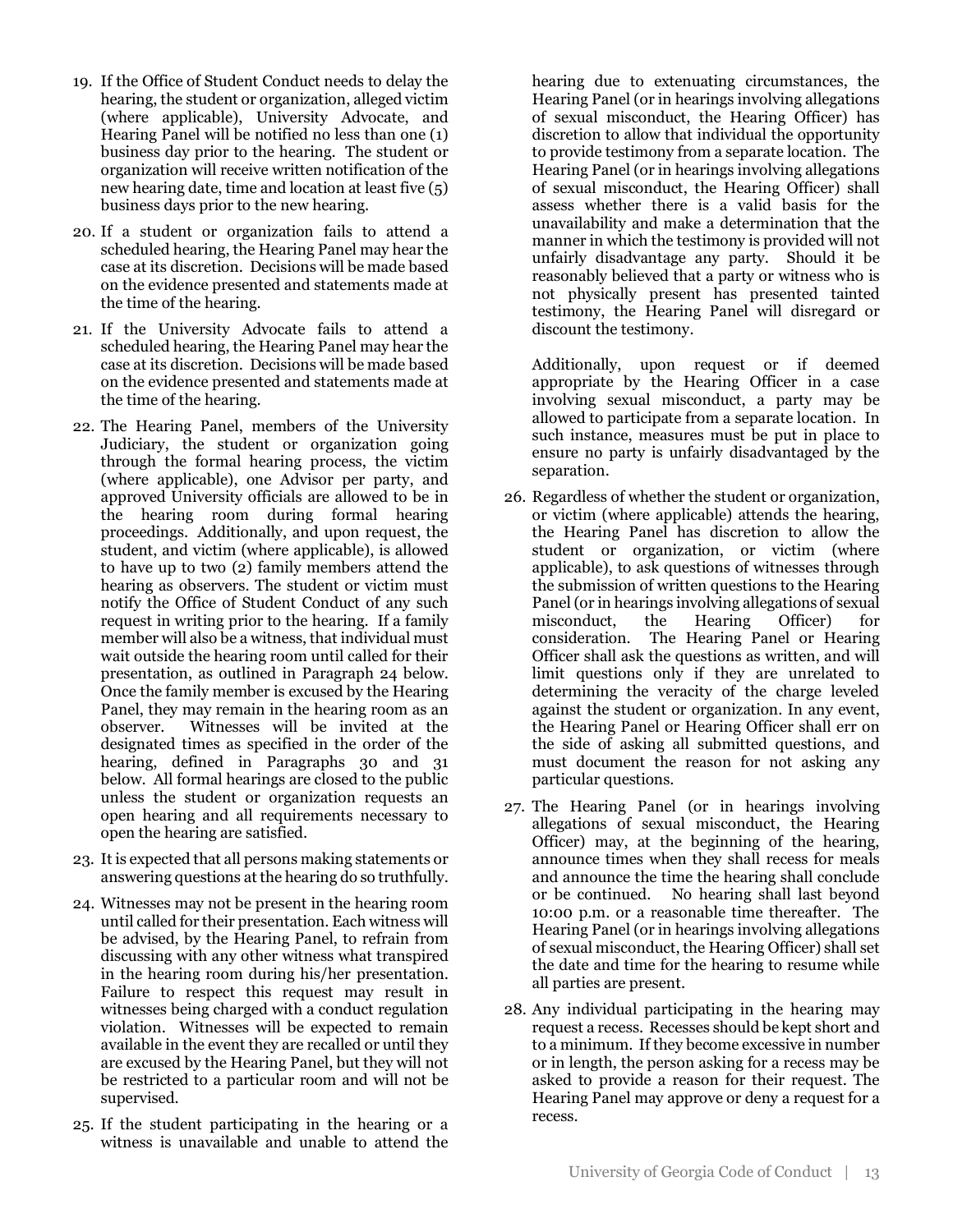19. If the Office of Student Conduct needs to delay the hearing, the student or organization, alleged victim (where applicable), University Advocate, and Hearing Panel will be notified no less than one (1) business day prior to the hearing. The student or organization will receive written notification of the new hearing date, time and location at least five (5) business days prior to the new hearing.

20. If a student or organization fails to attend a scheduled hearing, the Hearing Panel may hear the case at its discretion. Decisions will be made based on the evidence presented and statements made at the time of the hearing.

21. If the University Advocate fails to attend a scheduled hearing, the Hearing Panel may hear the case at its discretion. Decisions will be made based on the evidence presented and statements made at the time of the hearing.

22. The Hearing Panel, members of the University Judiciary, the student or organization going through the formal hearing process, the victim (where applicable), one Advisor per party, and approved University officials are allowed to be in the hearing room during formal hearing proceedings. Additionally, and upon request, the student, and victim (where applicable), is allowed to have up to two (2) family members attend the hearing as observers. The student or victim must notify the Office of Student Conduct of any such request in writing prior to the hearing. If a family member will also be a witness, that individual must wait outside the hearing room until called for their presentation, as outlined in Paragraph 24 below. Once the family member is excused by the Hearing Panel, they may remain in the hearing room as an observer. Witnesses will be invited at the designated times as specified in the order of the hearing, defined in Paragraphs 30 and 31 below. All formal hearings are closed to the public unless the student or organization requests an open hearing and all requirements necessary to open the hearing are satisfied.

23. It is expected that all persons making statements or answering questions at the hearing do so truthfully.

24. Witnesses may not be present in the hearing room until called for their presentation. Each witness will be advised, by the Hearing Panel, to refrain from discussing with any other witness what transpired in the hearing room during his/her presentation. Failure to respect this request may result in witnesses being charged with a conduct regulation violation. Witnesses will be expected to remain available in the event they are recalled or until they are excused by the Hearing Panel, but they will not be restricted to a particular room and will not be supervised.

25. If the student participating in the hearing or a witness is unavailable and unable to attend the hearing due to extenuating circumstances, the Hearing Panel (or in hearings involving allegations of sexual misconduct, the Hearing Officer) has discretion to allow that individual the opportunity to provide testimony from a separate location. The Hearing Panel (or in hearings involving allegations of sexual misconduct, the Hearing Officer) shall assess whether there is a valid basis for the unavailability and make a determination that the manner in which the testimony is provided will not unfairly disadvantage any party. Should it be reasonably believed that a party or witness who is not physically present has presented tainted testimony, the Hearing Panel will disregard or discount the testimony.

    Additionally, upon request or if deemed appropriate by the Hearing Officer in a case involving sexual misconduct, a party may be allowed to participate from a separate location. In such instance, measures must be put in place to ensure no party is unfairly disadvantaged by the separation.

26. Regardless of whether the student or organization, or victim (where applicable) attends the hearing, the Hearing Panel has discretion to allow the student or organization, or victim (where applicable), to ask questions of witnesses through the submission of written questions to the Hearing Panel (or in hearings involving allegations of sexual misconduct, the Hearing Officer) for consideration. The Hearing Panel or Hearing Officer shall ask the questions as written, and will limit questions only if they are unrelated to determining the veracity of the charge leveled against the student or organization. In any event, the Hearing Panel or Hearing Officer shall err on the side of asking all submitted questions, and must document the reason for not asking any particular questions.

27. The Hearing Panel (or in hearings involving allegations of sexual misconduct, the Hearing Officer) may, at the beginning of the hearing, announce times when they shall recess for meals and announce the time the hearing shall conclude or be continued. No hearing shall last beyond 10:00 p.m. or a reasonable time thereafter. The Hearing Panel (or in hearings involving allegations of sexual misconduct, the Hearing Officer) shall set the date and time for the hearing to resume while all parties are present.

28. Any individual participating in the hearing may request a recess. Recesses should be kept short and to a minimum. If they become excessive in number or in length, the person asking for a recess may be asked to provide a reason for their request. The Hearing Panel may approve or deny a request for a recess.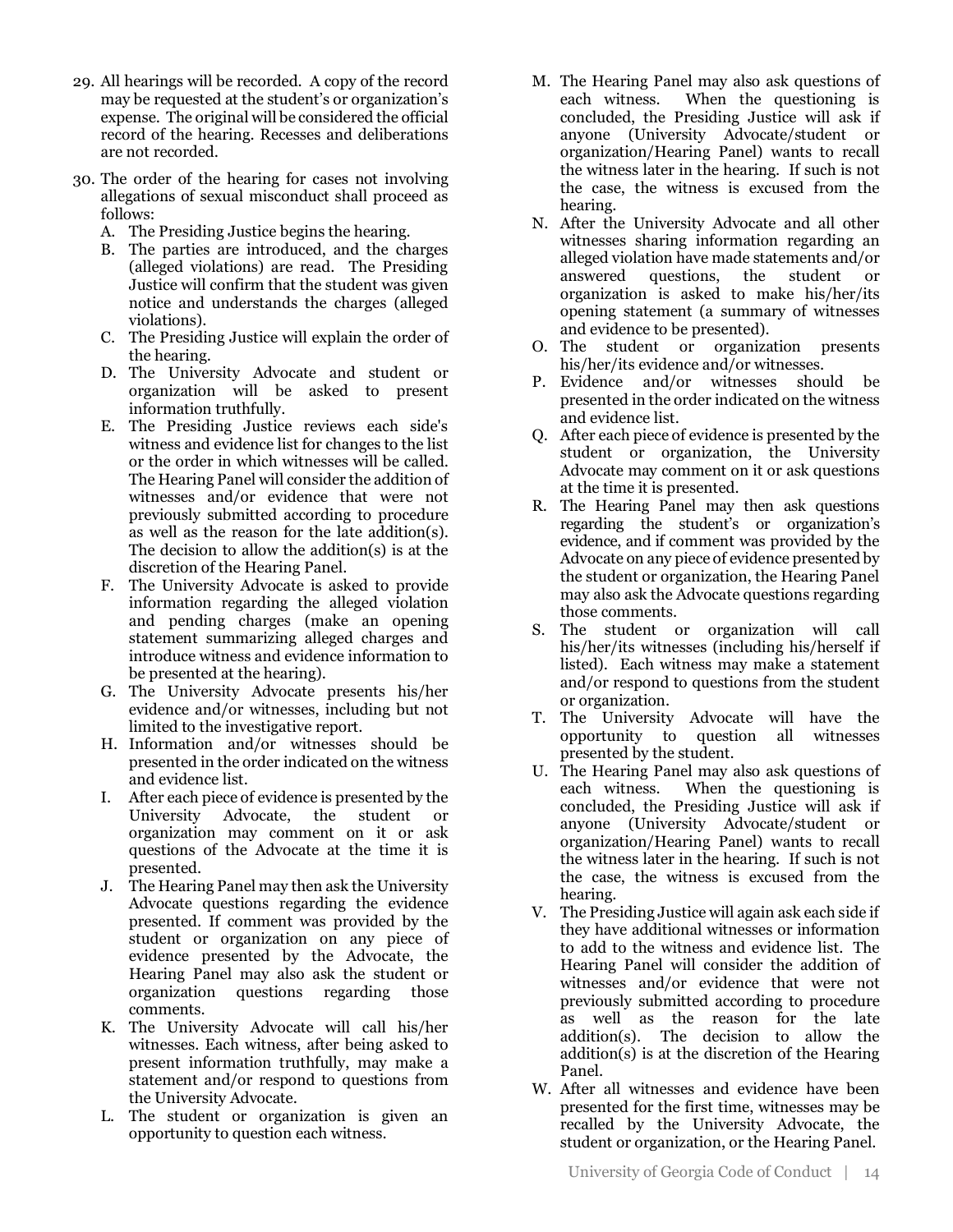29. All hearings will be recorded. A copy of the record may be requested at the student's or organization's expense. The original will be considered the official record of the hearing. Recesses and deliberations are not recorded.

30. The order of the hearing for cases not involving allegations of sexual misconduct shall proceed as follows:
    A. The Presiding Justice begins the hearing.
    B. The parties are introduced, and the charges (alleged violations) are read. The Presiding Justice will confirm that the student was given notice and understands the charges (alleged violations).
    C. The Presiding Justice will explain the order of the hearing.
    D. The University Advocate and student or organization will be asked to present information truthfully.
    E. The Presiding Justice reviews each side's witness and evidence list for changes to the list or the order in which witnesses will be called. The Hearing Panel will consider the addition of witnesses and/or evidence that were not previously submitted according to procedure as well as the reason for the late addition(s). The decision to allow the addition(s) is at the discretion of the Hearing Panel.
    F. The University Advocate is asked to provide information regarding the alleged violation and pending charges (make an opening statement summarizing alleged charges and introduce witness and evidence information to be presented at the hearing).
    G. The University Advocate presents his/her evidence and/or witnesses, including but not limited to the investigative report.
    H. Information and/or witnesses should be presented in the order indicated on the witness and evidence list.
    I. After each piece of evidence is presented by the University Advocate, the student or organization may comment on it or ask questions of the Advocate at the time it is presented.
    J. The Hearing Panel may then ask the University Advocate questions regarding the evidence presented. If comment was provided by the student or organization on any piece of evidence presented by the Advocate, the Hearing Panel may also ask the student or organization questions regarding those comments.
    K. The University Advocate will call his/her witnesses. Each witness, after being asked to present information truthfully, may make a statement and/or respond to questions from the University Advocate.
    L. The student or organization is given an opportunity to question each witness.
    M. The Hearing Panel may also ask questions of each witness. When the questioning is concluded, the Presiding Justice will ask if anyone (University Advocate/student or organization/Hearing Panel) wants to recall the witness later in the hearing. If such is not the case, the witness is excused from the hearing.
    N. After the University Advocate and all other witnesses sharing information regarding an alleged violation have made statements and/or answered questions, the student or organization is asked to make his/her/its opening statement (a summary of witnesses and evidence to be presented).
    O. The student or organization presents his/her/its evidence and/or witnesses.
    P. Evidence and/or witnesses should be presented in the order indicated on the witness and evidence list.
    Q. After each piece of evidence is presented by the student or organization, the University Advocate may comment on it or ask questions at the time it is presented.
    R. The Hearing Panel may then ask questions regarding the student's or organization's evidence, and if comment was provided by the Advocate on any piece of evidence presented by the student or organization, the Hearing Panel may also ask the Advocate questions regarding those comments.
    S. The student or organization will call his/her/its witnesses (including his/herself if listed). Each witness may make a statement and/or respond to questions from the student or organization.
    T. The University Advocate will have the opportunity to question all witnesses presented by the student.
    U. The Hearing Panel may also ask questions of each witness. When the questioning is concluded, the Presiding Justice will ask if anyone (University Advocate/student or organization/Hearing Panel) wants to recall the witness later in the hearing. If such is not the case, the witness is excused from the hearing.
    V. The Presiding Justice will again ask each side if they have additional witnesses or information to add to the witness and evidence list. The Hearing Panel will consider the addition of witnesses and/or evidence that were not previously submitted according to procedure as well as the reason for the late addition(s). The decision to allow the addition(s) is at the discretion of the Hearing Panel.
    W. After all witnesses and evidence have been presented for the first time, witnesses may be recalled by the University Advocate, the student or organization, or the Hearing Panel.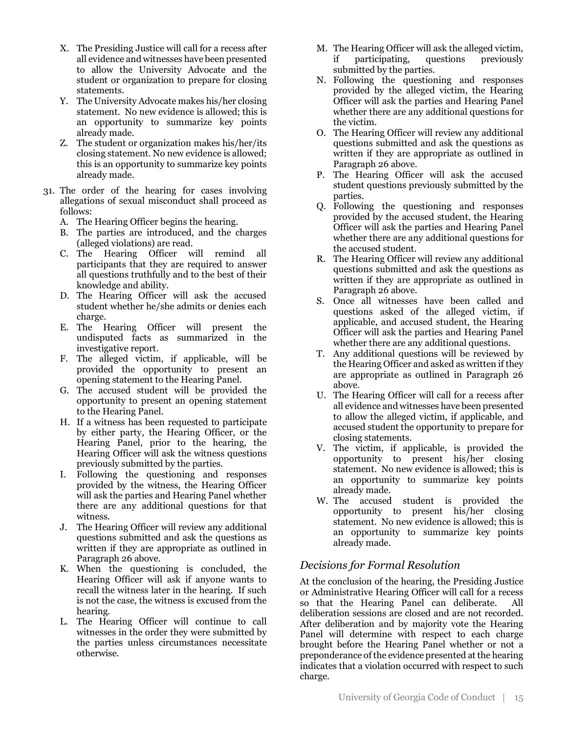X. The Presiding Justice will call for a recess after all evidence and witnesses have been presented to allow the University Advocate and the student or organization to prepare for closing statements.

Y. The University Advocate makes his/her closing statement. No new evidence is allowed; this is an opportunity to summarize key points already made.

Z. The student or organization makes his/her/its closing statement. No new evidence is allowed; this is an opportunity to summarize key points already made.

31. The order of the hearing for cases involving allegations of sexual misconduct shall proceed as follows:

A. The Hearing Officer begins the hearing.

B. The parties are introduced, and the charges (alleged violations) are read.

C. The Hearing Officer will remind all participants that they are required to answer all questions truthfully and to the best of their knowledge and ability.

D. The Hearing Officer will ask the accused student whether he/she admits or denies each charge.

E. The Hearing Officer will present the undisputed facts as summarized in the investigative report.

F. The alleged victim, if applicable, will be provided the opportunity to present an opening statement to the Hearing Panel.

G. The accused student will be provided the opportunity to present an opening statement to the Hearing Panel.

H. If a witness has been requested to participate by either party, the Hearing Officer, or the Hearing Panel, prior to the hearing, the Hearing Officer will ask the witness questions previously submitted by the parties.

I. Following the questioning and responses provided by the witness, the Hearing Officer will ask the parties and Hearing Panel whether there are any additional questions for that witness.

J. The Hearing Officer will review any additional questions submitted and ask the questions as written if they are appropriate as outlined in Paragraph 26 above.

K. When the questioning is concluded, the Hearing Officer will ask if anyone wants to recall the witness later in the hearing. If such is not the case, the witness is excused from the hearing.

L. The Hearing Officer will continue to call witnesses in the order they were submitted by the parties unless circumstances necessitate otherwise.

M. The Hearing Officer will ask the alleged victim, if participating, questions previously submitted by the parties.

N. Following the questioning and responses provided by the alleged victim, the Hearing Officer will ask the parties and Hearing Panel whether there are any additional questions for the victim.

O. The Hearing Officer will review any additional questions submitted and ask the questions as written if they are appropriate as outlined in Paragraph 26 above.

P. The Hearing Officer will ask the accused student questions previously submitted by the parties.

Q. Following the questioning and responses provided by the accused student, the Hearing Officer will ask the parties and Hearing Panel whether there are any additional questions for the accused student.

R. The Hearing Officer will review any additional questions submitted and ask the questions as written if they are appropriate as outlined in Paragraph 26 above.

S. Once all witnesses have been called and questions asked of the alleged victim, if applicable, and accused student, the Hearing Officer will ask the parties and Hearing Panel whether there are any additional questions.

T. Any additional questions will be reviewed by the Hearing Officer and asked as written if they are appropriate as outlined in Paragraph 26 above.

U. The Hearing Officer will call for a recess after all evidence and witnesses have been presented to allow the alleged victim, if applicable, and accused student the opportunity to prepare for closing statements.

V. The victim, if applicable, is provided the opportunity to present his/her closing statement. No new evidence is allowed; this is an opportunity to summarize key points already made.

W. The accused student is provided the opportunity to present his/her closing statement. No new evidence is allowed; this is an opportunity to summarize key points already made.

### *Decisions for Formal Resolution*

At the conclusion of the hearing, the Presiding Justice or Administrative Hearing Officer will call for a recess so that the Hearing Panel can deliberate. All deliberation sessions are closed and are not recorded. After deliberation and by majority vote the Hearing Panel will determine with respect to each charge brought before the Hearing Panel whether or not a preponderance of the evidence presented at the hearing indicates that a violation occurred with respect to such charge.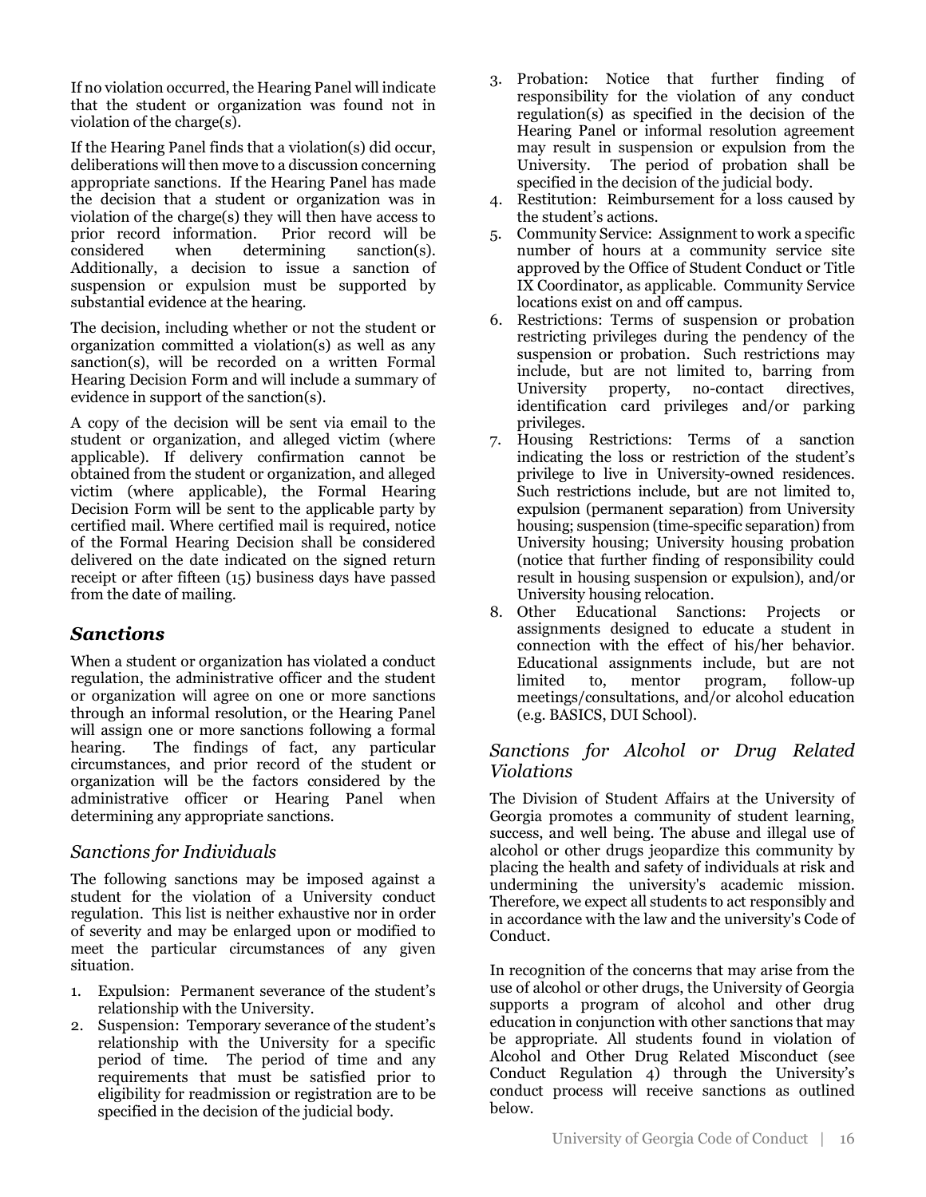If no violation occurred, the Hearing Panel will indicate that the student or organization was found not in violation of the charge(s).

If the Hearing Panel finds that a violation(s) did occur, deliberations will then move to a discussion concerning appropriate sanctions. If the Hearing Panel has made the decision that a student or organization was in violation of the charge(s) they will then have access to prior record information. Prior record will be considered when determining sanction(s). Additionally, a decision to issue a sanction of suspension or expulsion must be supported by substantial evidence at the hearing.

The decision, including whether or not the student or organization committed a violation(s) as well as any sanction(s), will be recorded on a written Formal Hearing Decision Form and will include a summary of evidence in support of the sanction(s).

A copy of the decision will be sent via email to the student or organization, and alleged victim (where applicable). If delivery confirmation cannot be obtained from the student or organization, and alleged victim (where applicable), the Formal Hearing Decision Form will be sent to the applicable party by certified mail. Where certified mail is required, notice of the Formal Hearing Decision shall be considered delivered on the date indicated on the signed return receipt or after fifteen (15) business days have passed from the date of mailing.

## *Sanctions*

When a student or organization has violated a conduct regulation, the administrative officer and the student or organization will agree on one or more sanctions through an informal resolution, or the Hearing Panel will assign one or more sanctions following a formal hearing. The findings of fact, any particular circumstances, and prior record of the student or organization will be the factors considered by the administrative officer or Hearing Panel when determining any appropriate sanctions.

### *Sanctions for Individuals*

The following sanctions may be imposed against a student for the violation of a University conduct regulation. This list is neither exhaustive nor in order of severity and may be enlarged upon or modified to meet the particular circumstances of any given situation.

1. Expulsion: Permanent severance of the student's relationship with the University.
2. Suspension: Temporary severance of the student's relationship with the University for a specific period of time. The period of time and any requirements that must be satisfied prior to eligibility for readmission or registration are to be specified in the decision of the judicial body.
3. Probation: Notice that further finding of responsibility for the violation of any conduct regulation(s) as specified in the decision of the Hearing Panel or informal resolution agreement may result in suspension or expulsion from the University. The period of probation shall be specified in the decision of the judicial body.
4. Restitution: Reimbursement for a loss caused by the student's actions.
5. Community Service: Assignment to work a specific number of hours at a community service site approved by the Office of Student Conduct or Title IX Coordinator, as applicable. Community Service locations exist on and off campus.
6. Restrictions: Terms of suspension or probation restricting privileges during the pendency of the suspension or probation. Such restrictions may include, but are not limited to, barring from University property, no-contact directives, identification card privileges and/or parking privileges.
7. Housing Restrictions: Terms of a sanction indicating the loss or restriction of the student's privilege to live in University-owned residences. Such restrictions include, but are not limited to, expulsion (permanent separation) from University housing; suspension (time-specific separation) from University housing; University housing probation (notice that further finding of responsibility could result in housing suspension or expulsion), and/or University housing relocation.
8. Other Educational Sanctions: Projects or assignments designed to educate a student in connection with the effect of his/her behavior. Educational assignments include, but are not limited to, mentor program, follow-up meetings/consultations, and/or alcohol education (e.g. BASICS, DUI School).

### *Sanctions for Alcohol or Drug Related Violations*

The Division of Student Affairs at the University of Georgia promotes a community of student learning, success, and well being. The abuse and illegal use of alcohol or other drugs jeopardize this community by placing the health and safety of individuals at risk and undermining the university's academic mission. Therefore, we expect all students to act responsibly and in accordance with the law and the university's Code of Conduct.

In recognition of the concerns that may arise from the use of alcohol or other drugs, the University of Georgia supports a program of alcohol and other drug education in conjunction with other sanctions that may be appropriate. All students found in violation of Alcohol and Other Drug Related Misconduct (see Conduct Regulation 4) through the University's conduct process will receive sanctions as outlined below.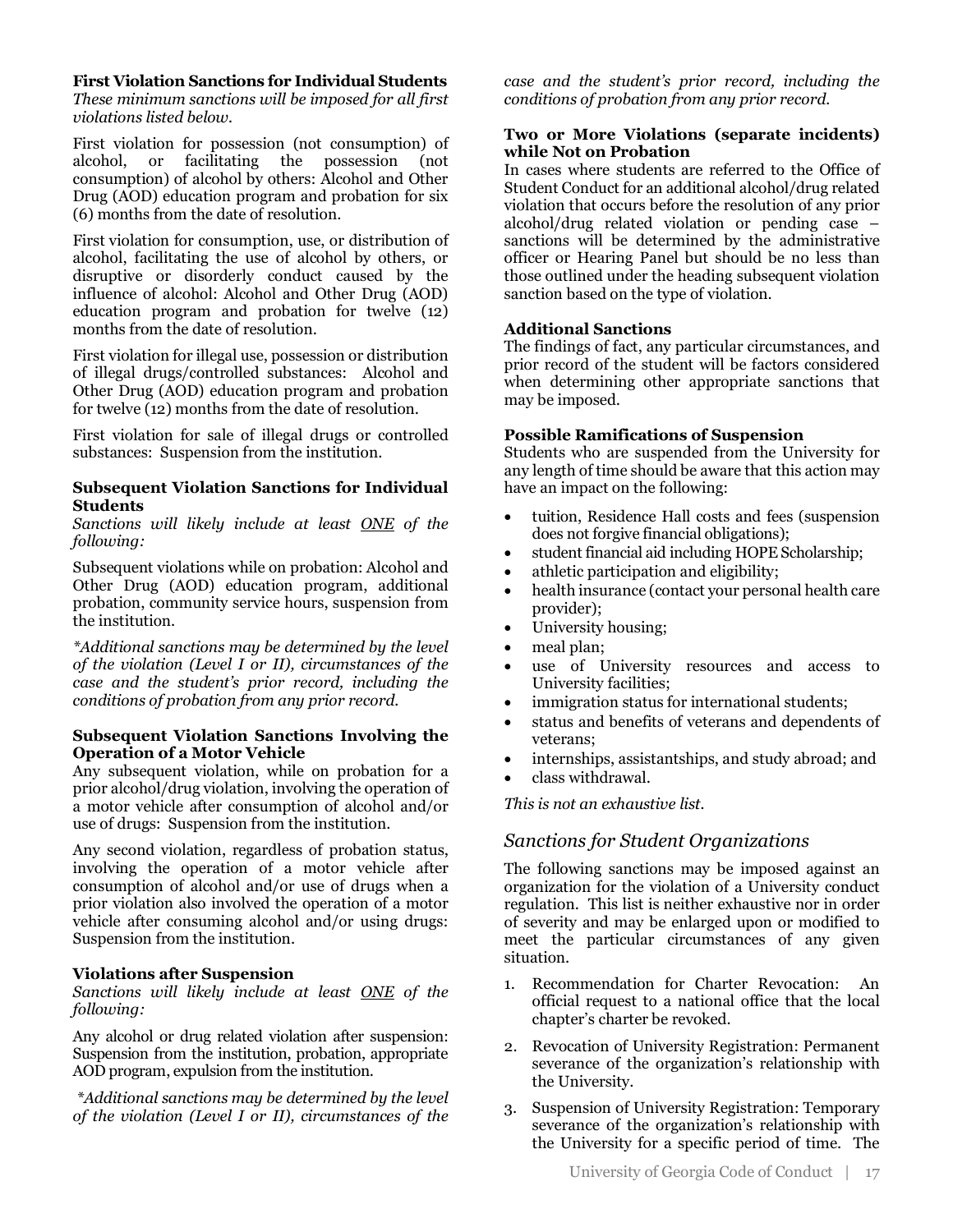**First Violation Sanctions for Individual Students**

*These minimum sanctions will be imposed for all first violations listed below.*

First violation for possession (not consumption) of alcohol, or facilitating the possession (not consumption) of alcohol by others: Alcohol and Other Drug (AOD) education program and probation for six (6) months from the date of resolution.

First violation for consumption, use, or distribution of alcohol, facilitating the use of alcohol by others, or disruptive or disorderly conduct caused by the influence of alcohol: Alcohol and Other Drug (AOD) education program and probation for twelve (12) months from the date of resolution.

First violation for illegal use, possession or distribution of illegal drugs/controlled substances: Alcohol and Other Drug (AOD) education program and probation for twelve (12) months from the date of resolution.

First violation for sale of illegal drugs or controlled substances: Suspension from the institution.

**Subsequent Violation Sanctions for Individual Students**

*Sanctions will likely include at least ONE of the following:*

Subsequent violations while on probation: Alcohol and Other Drug (AOD) education program, additional probation, community service hours, suspension from the institution.

*\*Additional sanctions may be determined by the level of the violation (Level I or II), circumstances of the case and the student's prior record, including the conditions of probation from any prior record.*

**Subsequent Violation Sanctions Involving the Operation of a Motor Vehicle**

Any subsequent violation, while on probation for a prior alcohol/drug violation, involving the operation of a motor vehicle after consumption of alcohol and/or use of drugs: Suspension from the institution.

Any second violation, regardless of probation status, involving the operation of a motor vehicle after consumption of alcohol and/or use of drugs when a prior violation also involved the operation of a motor vehicle after consuming alcohol and/or using drugs: Suspension from the institution.

**Violations after Suspension**

*Sanctions will likely include at least ONE of the following:*

Any alcohol or drug related violation after suspension: Suspension from the institution, probation, appropriate AOD program, expulsion from the institution.

*\*Additional sanctions may be determined by the level of the violation (Level I or II), circumstances of the case and the student's prior record, including the conditions of probation from any prior record.*

**Two or More Violations (separate incidents) while Not on Probation**

In cases where students are referred to the Office of Student Conduct for an additional alcohol/drug related violation that occurs before the resolution of any prior alcohol/drug related violation or pending case – sanctions will be determined by the administrative officer or Hearing Panel but should be no less than those outlined under the heading subsequent violation sanction based on the type of violation.

**Additional Sanctions**

The findings of fact, any particular circumstances, and prior record of the student will be factors considered when determining other appropriate sanctions that may be imposed.

**Possible Ramifications of Suspension**

Students who are suspended from the University for any length of time should be aware that this action may have an impact on the following:

- tuition, Residence Hall costs and fees (suspension does not forgive financial obligations);
- student financial aid including HOPE Scholarship;
- athletic participation and eligibility;
- health insurance (contact your personal health care provider);
- University housing;
- meal plan;
- use of University resources and access to University facilities;
- immigration status for international students;
- status and benefits of veterans and dependents of veterans;
- internships, assistantships, and study abroad; and
- class withdrawal.

*This is not an exhaustive list.*

## *Sanctions for Student Organizations*

The following sanctions may be imposed against an organization for the violation of a University conduct regulation. This list is neither exhaustive nor in order of severity and may be enlarged upon or modified to meet the particular circumstances of any given situation.

1. Recommendation for Charter Revocation: An official request to a national office that the local chapter's charter be revoked.
2. Revocation of University Registration: Permanent severance of the organization's relationship with the University.
3. Suspension of University Registration: Temporary severance of the organization's relationship with the University for a specific period of time. The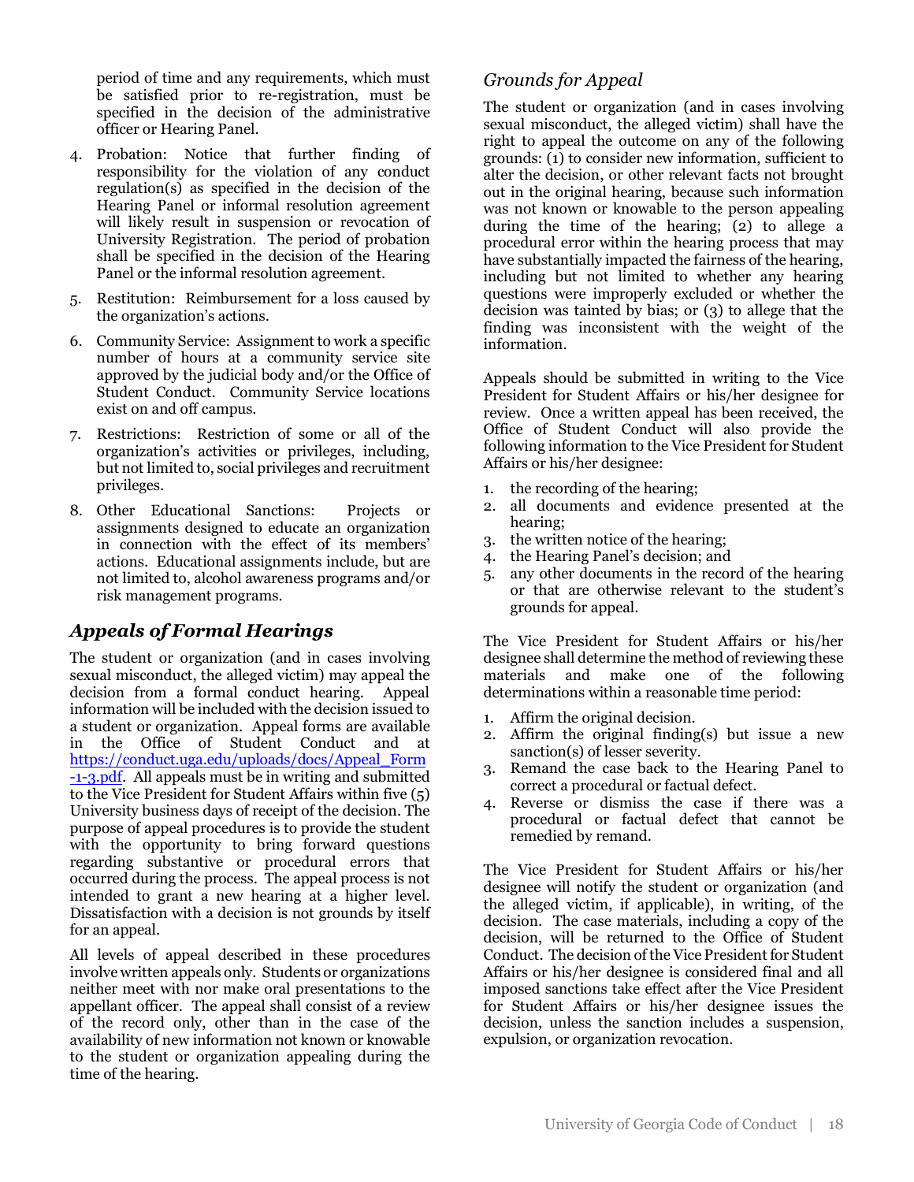period of time and any requirements, which must be satisfied prior to re-registration, must be specified in the decision of the administrative officer or Hearing Panel.

4. Probation: Notice that further finding of responsibility for the violation of any conduct regulation(s) as specified in the decision of the Hearing Panel or informal resolution agreement will likely result in suspension or revocation of University Registration. The period of probation shall be specified in the decision of the Hearing Panel or the informal resolution agreement.
5. Restitution: Reimbursement for a loss caused by the organization's actions.
6. Community Service: Assignment to work a specific number of hours at a community service site approved by the judicial body and/or the Office of Student Conduct. Community Service locations exist on and off campus.
7. Restrictions: Restriction of some or all of the organization's activities or privileges, including, but not limited to, social privileges and recruitment privileges.
8. Other Educational Sanctions: Projects or assignments designed to educate an organization in connection with the effect of its members' actions. Educational assignments include, but are not limited to, alcohol awareness programs and/or risk management programs.

## *Appeals of Formal Hearings*

The student or organization (and in cases involving sexual misconduct, the alleged victim) may appeal the decision from a formal conduct hearing. Appeal information will be included with the decision issued to a student or organization. Appeal forms are available in the Office of Student Conduct and at https://conduct.uga.edu/uploads/docs/Appeal_Form-1-3.pdf. All appeals must be in writing and submitted to the Vice President for Student Affairs within five (5) University business days of receipt of the decision. The purpose of appeal procedures is to provide the student with the opportunity to bring forward questions regarding substantive or procedural errors that occurred during the process. The appeal process is not intended to grant a new hearing at a higher level. Dissatisfaction with a decision is not grounds by itself for an appeal.

All levels of appeal described in these procedures involve written appeals only. Students or organizations neither meet with nor make oral presentations to the appellant officer. The appeal shall consist of a review of the record only, other than in the case of the availability of new information not known or knowable to the student or organization appealing during the time of the hearing.

### *Grounds for Appeal*

The student or organization (and in cases involving sexual misconduct, the alleged victim) shall have the right to appeal the outcome on any of the following grounds: (1) to consider new information, sufficient to alter the decision, or other relevant facts not brought out in the original hearing, because such information was not known or knowable to the person appealing during the time of the hearing; (2) to allege a procedural error within the hearing process that may have substantially impacted the fairness of the hearing, including but not limited to whether any hearing questions were improperly excluded or whether the decision was tainted by bias; or (3) to allege that the finding was inconsistent with the weight of the information.

Appeals should be submitted in writing to the Vice President for Student Affairs or his/her designee for review. Once a written appeal has been received, the Office of Student Conduct will also provide the following information to the Vice President for Student Affairs or his/her designee:

1. the recording of the hearing;
2. all documents and evidence presented at the hearing;
3. the written notice of the hearing;
4. the Hearing Panel's decision; and
5. any other documents in the record of the hearing or that are otherwise relevant to the student's grounds for appeal.

The Vice President for Student Affairs or his/her designee shall determine the method of reviewing these materials and make one of the following determinations within a reasonable time period:

1. Affirm the original decision.
2. Affirm the original finding(s) but issue a new sanction(s) of lesser severity.
3. Remand the case back to the Hearing Panel to correct a procedural or factual defect.
4. Reverse or dismiss the case if there was a procedural or factual defect that cannot be remedied by remand.

The Vice President for Student Affairs or his/her designee will notify the student or organization (and the alleged victim, if applicable), in writing, of the decision. The case materials, including a copy of the decision, will be returned to the Office of Student Conduct. The decision of the Vice President for Student Affairs or his/her designee is considered final and all imposed sanctions take effect after the Vice President for Student Affairs or his/her designee issues the decision, unless the sanction includes a suspension, expulsion, or organization revocation.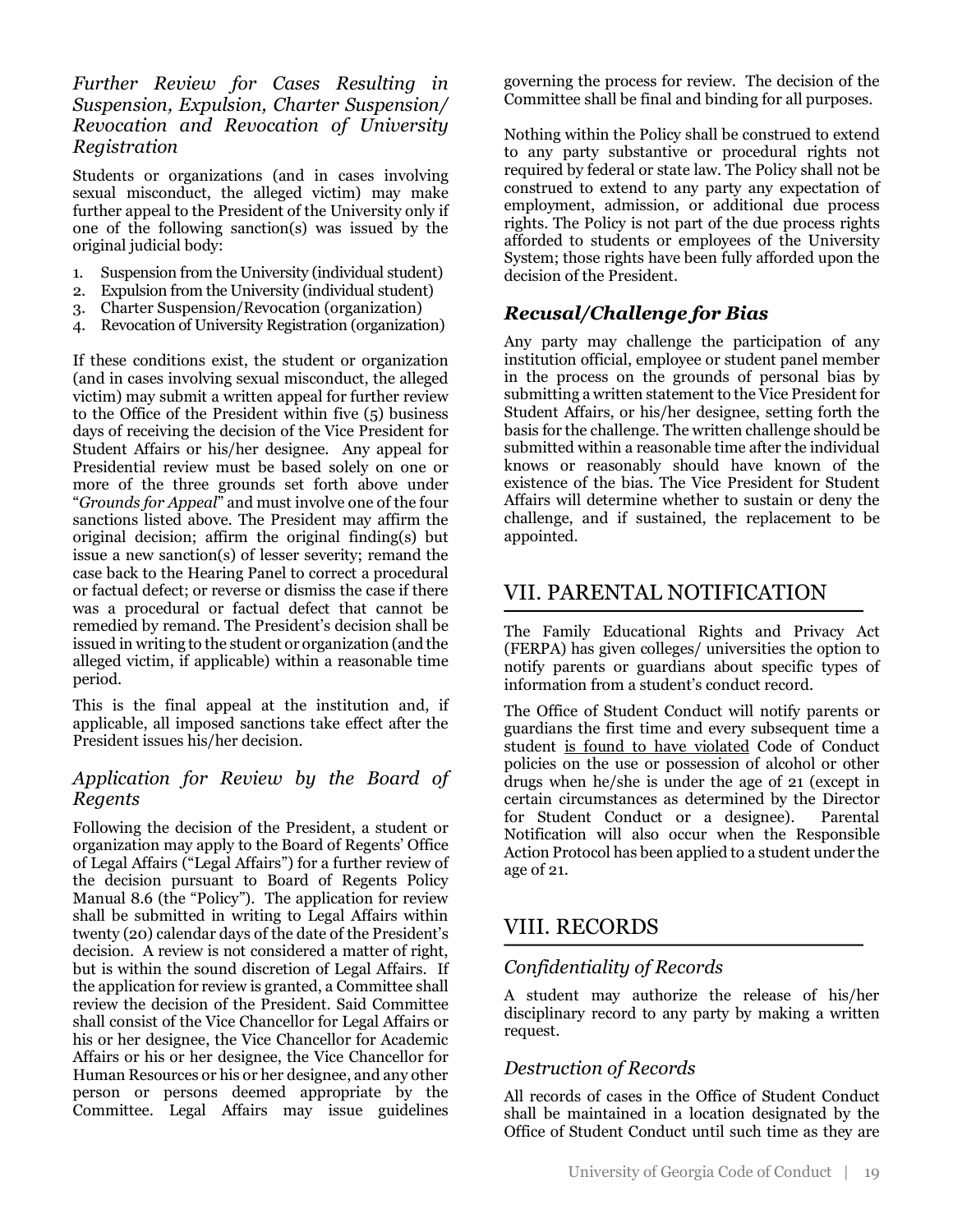### *Further Review for Cases Resulting in Suspension, Expulsion, Charter Suspension/ Revocation and Revocation of University Registration*

Students or organizations (and in cases involving sexual misconduct, the alleged victim) may make further appeal to the President of the University only if one of the following sanction(s) was issued by the original judicial body:

1. Suspension from the University (individual student)
2. Expulsion from the University (individual student)
3. Charter Suspension/Revocation (organization)
4. Revocation of University Registration (organization)

If these conditions exist, the student or organization (and in cases involving sexual misconduct, the alleged victim) may submit a written appeal for further review to the Office of the President within five (5) business days of receiving the decision of the Vice President for Student Affairs or his/her designee. Any appeal for Presidential review must be based solely on one or more of the three grounds set forth above under "*Grounds for Appeal*" and must involve one of the four sanctions listed above. The President may affirm the original decision; affirm the original finding(s) but issue a new sanction(s) of lesser severity; remand the case back to the Hearing Panel to correct a procedural or factual defect; or reverse or dismiss the case if there was a procedural or factual defect that cannot be remedied by remand. The President's decision shall be issued in writing to the student or organization (and the alleged victim, if applicable) within a reasonable time period.

This is the final appeal at the institution and, if applicable, all imposed sanctions take effect after the President issues his/her decision.

### *Application for Review by the Board of Regents*

Following the decision of the President, a student or organization may apply to the Board of Regents' Office of Legal Affairs ("Legal Affairs") for a further review of the decision pursuant to Board of Regents Policy Manual 8.6 (the "Policy"). The application for review shall be submitted in writing to Legal Affairs within twenty (20) calendar days of the date of the President's decision. A review is not considered a matter of right, but is within the sound discretion of Legal Affairs. If the application for review is granted, a Committee shall review the decision of the President. Said Committee shall consist of the Vice Chancellor for Legal Affairs or his or her designee, the Vice Chancellor for Academic Affairs or his or her designee, the Vice Chancellor for Human Resources or his or her designee, and any other person or persons deemed appropriate by the Committee. Legal Affairs may issue guidelines governing the process for review. The decision of the Committee shall be final and binding for all purposes.

Nothing within the Policy shall be construed to extend to any party substantive or procedural rights not required by federal or state law. The Policy shall not be construed to extend to any party any expectation of employment, admission, or additional due process rights. The Policy is not part of the due process rights afforded to students or employees of the University System; those rights have been fully afforded upon the decision of the President.

### ***Recusal/Challenge for Bias***

Any party may challenge the participation of any institution official, employee or student panel member in the process on the grounds of personal bias by submitting a written statement to the Vice President for Student Affairs, or his/her designee, setting forth the basis for the challenge. The written challenge should be submitted within a reasonable time after the individual knows or reasonably should have known of the existence of the bias. The Vice President for Student Affairs will determine whether to sustain or deny the challenge, and if sustained, the replacement to be appointed.

## VII. PARENTAL NOTIFICATION

The Family Educational Rights and Privacy Act (FERPA) has given colleges/ universities the option to notify parents or guardians about specific types of information from a student's conduct record.

The Office of Student Conduct will notify parents or guardians the first time and every subsequent time a student <u>is found to have violated</u> Code of Conduct policies on the use or possession of alcohol or other drugs when he/she is under the age of 21 (except in certain circumstances as determined by the Director for Student Conduct or a designee). Parental Notification will also occur when the Responsible Action Protocol has been applied to a student under the age of 21.

## VIII. RECORDS

### *Confidentiality of Records*

A student may authorize the release of his/her disciplinary record to any party by making a written request.

### *Destruction of Records*

All records of cases in the Office of Student Conduct shall be maintained in a location designated by the Office of Student Conduct until such time as they are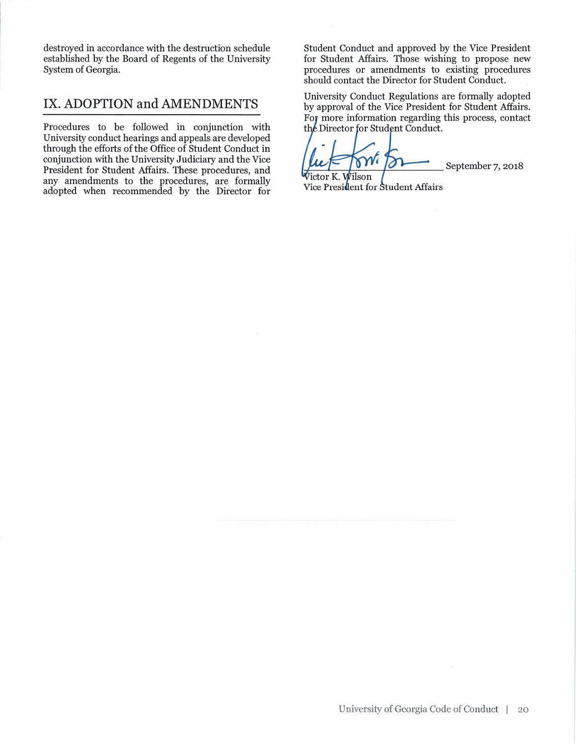destroyed in accordance with the destruction schedule established by the Board of Regents of the University System of Georgia.

## IX. ADOPTION and AMENDMENTS

Procedures to be followed in conjunction with University conduct hearings and appeals are developed through the efforts of the Office of Student Conduct in conjunction with the University Judiciary and the Vice President for Student Affairs. These procedures, and any amendments to the procedures, are formally adopted when recommended by the Director for Student Conduct and approved by the Vice President for Student Affairs. Those wishing to propose new procedures or amendments to existing procedures should contact the Director for Student Conduct.

University Conduct Regulations are formally adopted by approval of the Vice President for Student Affairs. For more information regarding this process, contact the Director for Student Conduct.

\_\_\_\_\_\_\_\_\_\_\_\_\_\_\_\_\_\_\_\_\_\_\_\_\_\_\_\_ September 7, 2018

Victor K. Wilson
Vice President for Student Affairs